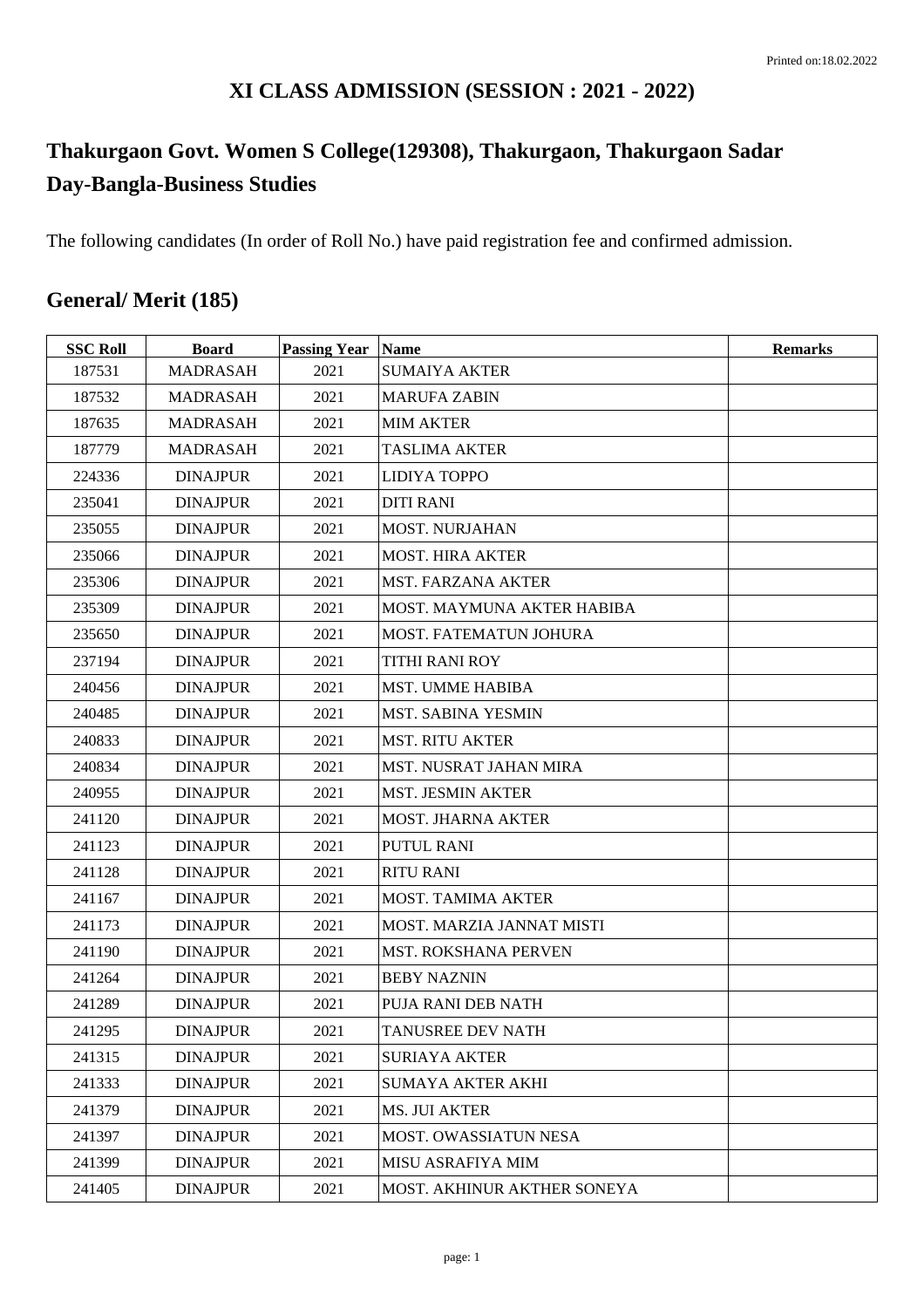Printed on:18.02.2022

# XI CLASS ADMISSION (SESSION : 2021 - 2022)

## Thakurgaon Govt. Women S College(129308), Thakurgaon, Thakurgaon Sadar
## Day-Bangla-Business Studies

The following candidates (In order of Roll No.) have paid registration fee and confirmed admission.

## General/ Merit (185)

| SSC Roll | Board | Passing Year | Name | Remarks |
|---|---|---|---|---|
| 187531 | MADRASAH | 2021 | SUMAIYA AKTER | |
| 187532 | MADRASAH | 2021 | MARUFA ZABIN | |
| 187635 | MADRASAH | 2021 | MIM AKTER | |
| 187779 | MADRASAH | 2021 | TASLIMA AKTER | |
| 224336 | DINAJPUR | 2021 | LIDIYA TOPPO | |
| 235041 | DINAJPUR | 2021 | DITI RANI | |
| 235055 | DINAJPUR | 2021 | MOST. NURJAHAN | |
| 235066 | DINAJPUR | 2021 | MOST. HIRA AKTER | |
| 235306 | DINAJPUR | 2021 | MST. FARZANA AKTER | |
| 235309 | DINAJPUR | 2021 | MOST. MAYMUNA AKTER HABIBA | |
| 235650 | DINAJPUR | 2021 | MOST. FATEMATUN JOHURA | |
| 237194 | DINAJPUR | 2021 | TITHI RANI ROY | |
| 240456 | DINAJPUR | 2021 | MST. UMME HABIBA | |
| 240485 | DINAJPUR | 2021 | MST. SABINA YESMIN | |
| 240833 | DINAJPUR | 2021 | MST. RITU AKTER | |
| 240834 | DINAJPUR | 2021 | MST. NUSRAT JAHAN MIRA | |
| 240955 | DINAJPUR | 2021 | MST. JESMIN AKTER | |
| 241120 | DINAJPUR | 2021 | MOST. JHARNA AKTER | |
| 241123 | DINAJPUR | 2021 | PUTUL RANI | |
| 241128 | DINAJPUR | 2021 | RITU RANI | |
| 241167 | DINAJPUR | 2021 | MOST. TAMIMA AKTER | |
| 241173 | DINAJPUR | 2021 | MOST. MARZIA JANNAT MISTI | |
| 241190 | DINAJPUR | 2021 | MST. ROKSHANA PERVEN | |
| 241264 | DINAJPUR | 2021 | BEBY NAZNIN | |
| 241289 | DINAJPUR | 2021 | PUJA RANI DEB NATH | |
| 241295 | DINAJPUR | 2021 | TANUSREE DEV NATH | |
| 241315 | DINAJPUR | 2021 | SURIAYA AKTER | |
| 241333 | DINAJPUR | 2021 | SUMAYA AKTER AKHI | |
| 241379 | DINAJPUR | 2021 | MS. JUI AKTER | |
| 241397 | DINAJPUR | 2021 | MOST. OWASSIATUN NESA | |
| 241399 | DINAJPUR | 2021 | MISU ASRAFIYA MIM | |
| 241405 | DINAJPUR | 2021 | MOST. AKHINUR AKTHER SONEYA | |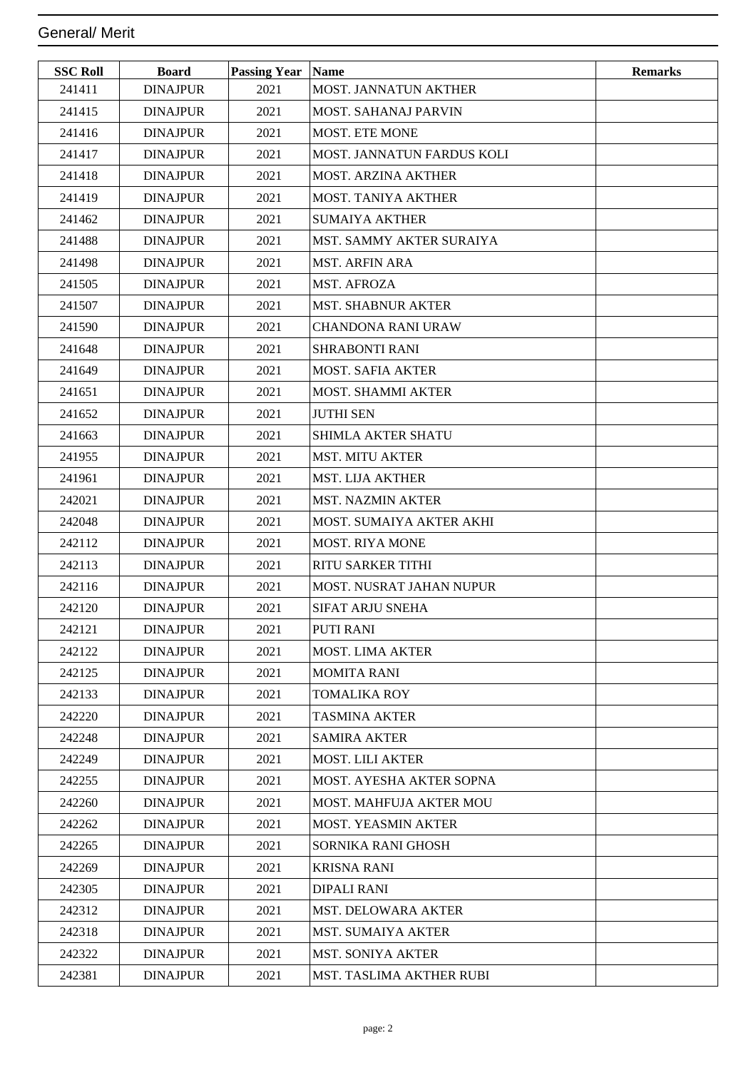## General/ Merit

| SSC Roll | Board | Passing Year | Name | Remarks |
|---|---|---|---|---|
| 241411 | DINAJPUR | 2021 | MOST. JANNATUN AKTHER | |
| 241415 | DINAJPUR | 2021 | MOST. SAHANAJ PARVIN | |
| 241416 | DINAJPUR | 2021 | MOST. ETE MONE | |
| 241417 | DINAJPUR | 2021 | MOST. JANNATUN FARDUS KOLI | |
| 241418 | DINAJPUR | 2021 | MOST. ARZINA AKTHER | |
| 241419 | DINAJPUR | 2021 | MOST. TANIYA AKTHER | |
| 241462 | DINAJPUR | 2021 | SUMAIYA AKTHER | |
| 241488 | DINAJPUR | 2021 | MST. SAMMY AKTER SURAIYA | |
| 241498 | DINAJPUR | 2021 | MST. ARFIN ARA | |
| 241505 | DINAJPUR | 2021 | MST. AFROZA | |
| 241507 | DINAJPUR | 2021 | MST. SHABNUR AKTER | |
| 241590 | DINAJPUR | 2021 | CHANDONA RANI URAW | |
| 241648 | DINAJPUR | 2021 | SHRABONTI RANI | |
| 241649 | DINAJPUR | 2021 | MOST. SAFIA AKTER | |
| 241651 | DINAJPUR | 2021 | MOST. SHAMMI AKTER | |
| 241652 | DINAJPUR | 2021 | JUTHI SEN | |
| 241663 | DINAJPUR | 2021 | SHIMLA AKTER SHATU | |
| 241955 | DINAJPUR | 2021 | MST. MITU AKTER | |
| 241961 | DINAJPUR | 2021 | MST. LIJA AKTHER | |
| 242021 | DINAJPUR | 2021 | MST. NAZMIN AKTER | |
| 242048 | DINAJPUR | 2021 | MOST. SUMAIYA AKTER AKHI | |
| 242112 | DINAJPUR | 2021 | MOST. RIYA MONE | |
| 242113 | DINAJPUR | 2021 | RITU SARKER TITHI | |
| 242116 | DINAJPUR | 2021 | MOST. NUSRAT JAHAN NUPUR | |
| 242120 | DINAJPUR | 2021 | SIFAT ARJU SNEHA | |
| 242121 | DINAJPUR | 2021 | PUTI RANI | |
| 242122 | DINAJPUR | 2021 | MOST. LIMA AKTER | |
| 242125 | DINAJPUR | 2021 | MOMITA RANI | |
| 242133 | DINAJPUR | 2021 | TOMALIKA ROY | |
| 242220 | DINAJPUR | 2021 | TASMINA AKTER | |
| 242248 | DINAJPUR | 2021 | SAMIRA AKTER | |
| 242249 | DINAJPUR | 2021 | MOST. LILI AKTER | |
| 242255 | DINAJPUR | 2021 | MOST. AYESHA AKTER SOPNA | |
| 242260 | DINAJPUR | 2021 | MOST. MAHFUJA AKTER MOU | |
| 242262 | DINAJPUR | 2021 | MOST. YEASMIN AKTER | |
| 242265 | DINAJPUR | 2021 | SORNIKA RANI GHOSH | |
| 242269 | DINAJPUR | 2021 | KRISNA RANI | |
| 242305 | DINAJPUR | 2021 | DIPALI RANI | |
| 242312 | DINAJPUR | 2021 | MST. DELOWARA AKTER | |
| 242318 | DINAJPUR | 2021 | MST. SUMAIYA AKTER | |
| 242322 | DINAJPUR | 2021 | MST. SONIYA AKTER | |
| 242381 | DINAJPUR | 2021 | MST. TASLIMA AKTHER RUBI | |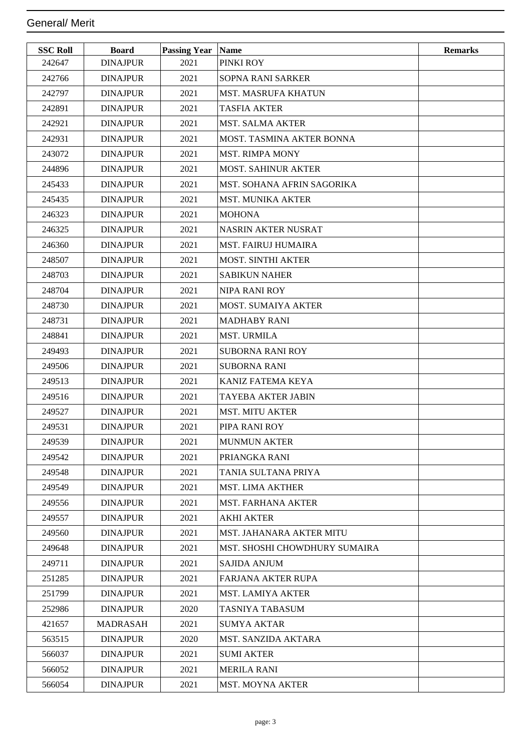General/ Merit

| SSC Roll | Board | Passing Year | Name | Remarks |
|---|---|---|---|---|
| 242647 | DINAJPUR | 2021 | PINKI ROY | |
| 242766 | DINAJPUR | 2021 | SOPNA RANI SARKER | |
| 242797 | DINAJPUR | 2021 | MST. MASRUFA KHATUN | |
| 242891 | DINAJPUR | 2021 | TASFIA AKTER | |
| 242921 | DINAJPUR | 2021 | MST. SALMA AKTER | |
| 242931 | DINAJPUR | 2021 | MOST. TASMINA AKTER BONNA | |
| 243072 | DINAJPUR | 2021 | MST. RIMPA MONY | |
| 244896 | DINAJPUR | 2021 | MOST. SAHINUR AKTER | |
| 245433 | DINAJPUR | 2021 | MST. SOHANA AFRIN SAGORIKA | |
| 245435 | DINAJPUR | 2021 | MST. MUNIKA AKTER | |
| 246323 | DINAJPUR | 2021 | MOHONA | |
| 246325 | DINAJPUR | 2021 | NASRIN AKTER NUSRAT | |
| 246360 | DINAJPUR | 2021 | MST. FAIRUJ HUMAIRA | |
| 248507 | DINAJPUR | 2021 | MOST. SINTHI AKTER | |
| 248703 | DINAJPUR | 2021 | SABIKUN NAHER | |
| 248704 | DINAJPUR | 2021 | NIPA RANI ROY | |
| 248730 | DINAJPUR | 2021 | MOST. SUMAIYA AKTER | |
| 248731 | DINAJPUR | 2021 | MADHABY RANI | |
| 248841 | DINAJPUR | 2021 | MST. URMILA | |
| 249493 | DINAJPUR | 2021 | SUBORNA RANI ROY | |
| 249506 | DINAJPUR | 2021 | SUBORNA RANI | |
| 249513 | DINAJPUR | 2021 | KANIZ FATEMA KEYA | |
| 249516 | DINAJPUR | 2021 | TAYEBA AKTER JABIN | |
| 249527 | DINAJPUR | 2021 | MST. MITU AKTER | |
| 249531 | DINAJPUR | 2021 | PIPA RANI ROY | |
| 249539 | DINAJPUR | 2021 | MUNMUN AKTER | |
| 249542 | DINAJPUR | 2021 | PRIANGKA RANI | |
| 249548 | DINAJPUR | 2021 | TANIA SULTANA PRIYA | |
| 249549 | DINAJPUR | 2021 | MST. LIMA AKTHER | |
| 249556 | DINAJPUR | 2021 | MST. FARHANA AKTER | |
| 249557 | DINAJPUR | 2021 | AKHI AKTER | |
| 249560 | DINAJPUR | 2021 | MST. JAHANARA AKTER MITU | |
| 249648 | DINAJPUR | 2021 | MST. SHOSHI CHOWDHURY SUMAIRA | |
| 249711 | DINAJPUR | 2021 | SAJIDA ANJUM | |
| 251285 | DINAJPUR | 2021 | FARJANA AKTER RUPA | |
| 251799 | DINAJPUR | 2021 | MST. LAMIYA AKTER | |
| 252986 | DINAJPUR | 2020 | TASNIYA TABASUM | |
| 421657 | MADRASAH | 2021 | SUMYA AKTAR | |
| 563515 | DINAJPUR | 2020 | MST. SANZIDA AKTARA | |
| 566037 | DINAJPUR | 2021 | SUMI AKTER | |
| 566052 | DINAJPUR | 2021 | MERILA RANI | |
| 566054 | DINAJPUR | 2021 | MST. MOYNA AKTER | |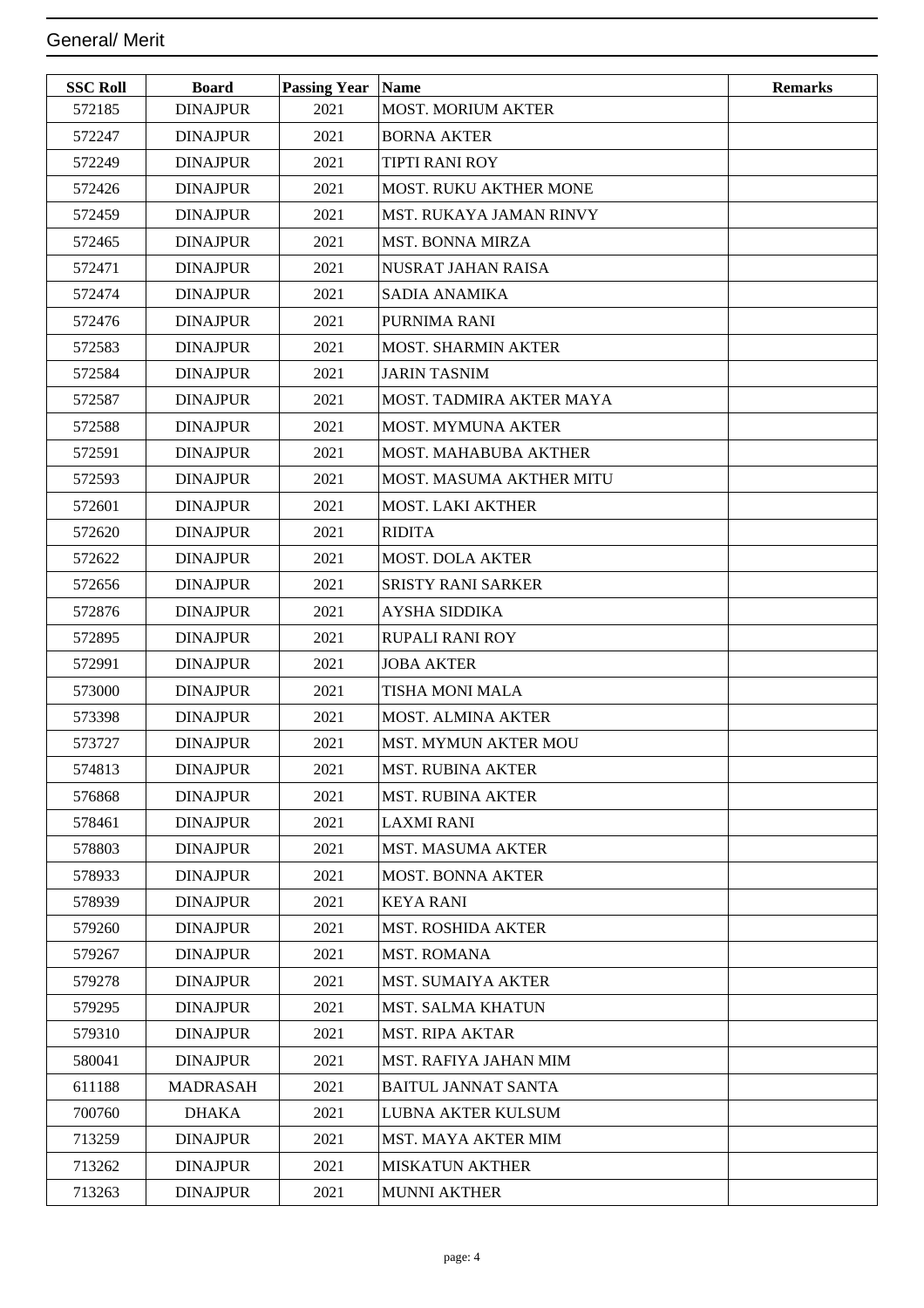## General/ Merit

| SSC Roll | Board | Passing Year | Name | Remarks |
| --- | --- | --- | --- | --- |
| 572185 | DINAJPUR | 2021 | MOST. MORIUM AKTER | |
| 572247 | DINAJPUR | 2021 | BORNA AKTER | |
| 572249 | DINAJPUR | 2021 | TIPTI RANI ROY | |
| 572426 | DINAJPUR | 2021 | MOST. RUKU AKTHER MONE | |
| 572459 | DINAJPUR | 2021 | MST. RUKAYA JAMAN RINVY | |
| 572465 | DINAJPUR | 2021 | MST. BONNA MIRZA | |
| 572471 | DINAJPUR | 2021 | NUSRAT JAHAN RAISA | |
| 572474 | DINAJPUR | 2021 | SADIA ANAMIKA | |
| 572476 | DINAJPUR | 2021 | PURNIMA RANI | |
| 572583 | DINAJPUR | 2021 | MOST. SHARMIN AKTER | |
| 572584 | DINAJPUR | 2021 | JARIN TASNIM | |
| 572587 | DINAJPUR | 2021 | MOST. TADMIRA AKTER MAYA | |
| 572588 | DINAJPUR | 2021 | MOST. MYMUNA AKTER | |
| 572591 | DINAJPUR | 2021 | MOST. MAHABUBA AKTHER | |
| 572593 | DINAJPUR | 2021 | MOST. MASUMA AKTHER MITU | |
| 572601 | DINAJPUR | 2021 | MOST. LAKI AKTHER | |
| 572620 | DINAJPUR | 2021 | RIDITA | |
| 572622 | DINAJPUR | 2021 | MOST. DOLA AKTER | |
| 572656 | DINAJPUR | 2021 | SRISTY RANI SARKER | |
| 572876 | DINAJPUR | 2021 | AYSHA SIDDIKA | |
| 572895 | DINAJPUR | 2021 | RUPALI RANI ROY | |
| 572991 | DINAJPUR | 2021 | JOBA AKTER | |
| 573000 | DINAJPUR | 2021 | TISHA MONI MALA | |
| 573398 | DINAJPUR | 2021 | MOST. ALMINA AKTER | |
| 573727 | DINAJPUR | 2021 | MST. MYMUN AKTER MOU | |
| 574813 | DINAJPUR | 2021 | MST. RUBINA AKTER | |
| 576868 | DINAJPUR | 2021 | MST. RUBINA AKTER | |
| 578461 | DINAJPUR | 2021 | LAXMI RANI | |
| 578803 | DINAJPUR | 2021 | MST. MASUMA AKTER | |
| 578933 | DINAJPUR | 2021 | MOST. BONNA AKTER | |
| 578939 | DINAJPUR | 2021 | KEYA RANI | |
| 579260 | DINAJPUR | 2021 | MST. ROSHIDA AKTER | |
| 579267 | DINAJPUR | 2021 | MST. ROMANA | |
| 579278 | DINAJPUR | 2021 | MST. SUMAIYA AKTER | |
| 579295 | DINAJPUR | 2021 | MST. SALMA KHATUN | |
| 579310 | DINAJPUR | 2021 | MST. RIPA AKTAR | |
| 580041 | DINAJPUR | 2021 | MST. RAFIYA JAHAN MIM | |
| 611188 | MADRASAH | 2021 | BAITUL JANNAT SANTA | |
| 700760 | DHAKA | 2021 | LUBNA AKTER KULSUM | |
| 713259 | DINAJPUR | 2021 | MST. MAYA AKTER MIM | |
| 713262 | DINAJPUR | 2021 | MISKATUN AKTHER | |
| 713263 | DINAJPUR | 2021 | MUNNI AKTHER | |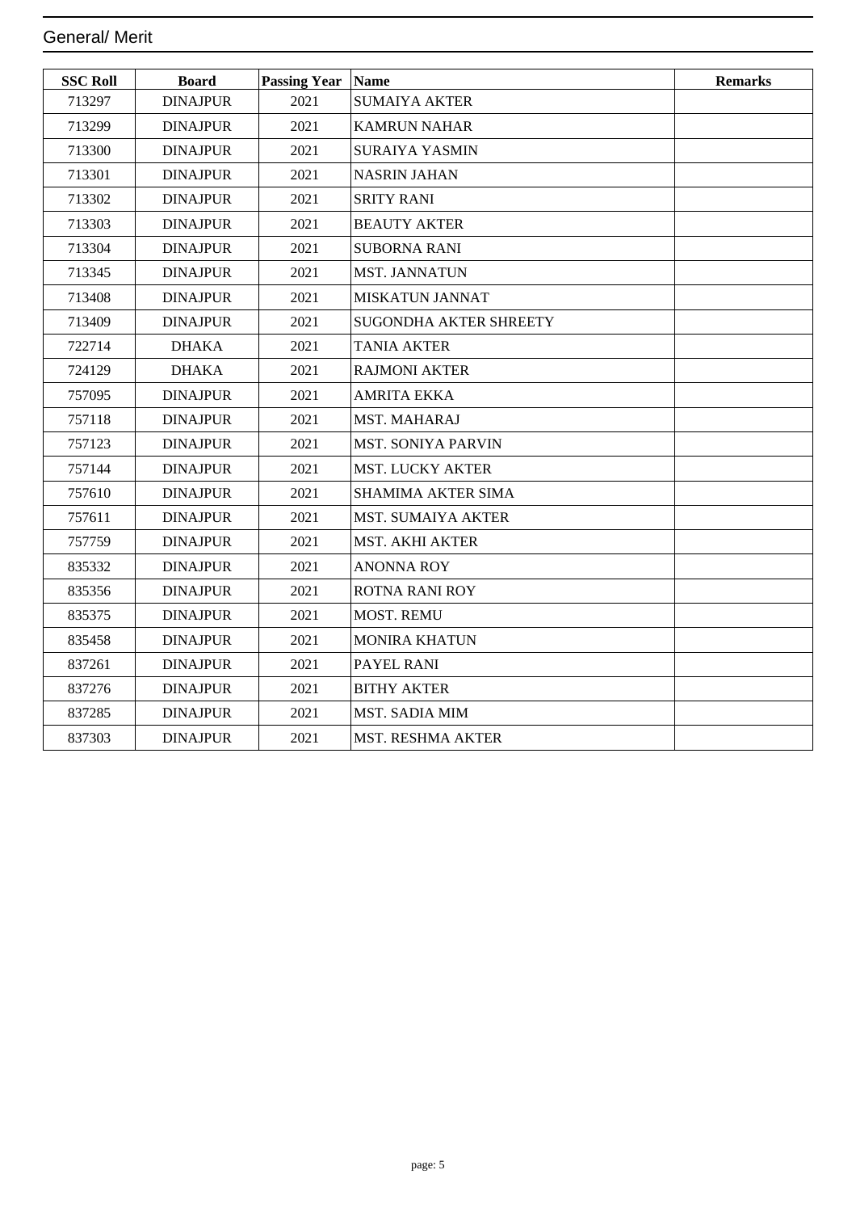General/ Merit

| SSC Roll | Board | Passing Year | Name | Remarks |
|---|---|---|---|---|
| 713297 | DINAJPUR | 2021 | SUMAIYA AKTER | |
| 713299 | DINAJPUR | 2021 | KAMRUN NAHAR | |
| 713300 | DINAJPUR | 2021 | SURAIYA YASMIN | |
| 713301 | DINAJPUR | 2021 | NASRIN JAHAN | |
| 713302 | DINAJPUR | 2021 | SRITY RANI | |
| 713303 | DINAJPUR | 2021 | BEAUTY AKTER | |
| 713304 | DINAJPUR | 2021 | SUBORNA RANI | |
| 713345 | DINAJPUR | 2021 | MST. JANNATUN | |
| 713408 | DINAJPUR | 2021 | MISKATUN JANNAT | |
| 713409 | DINAJPUR | 2021 | SUGONDHA AKTER SHREETY | |
| 722714 | DHAKA | 2021 | TANIA AKTER | |
| 724129 | DHAKA | 2021 | RAJMONI AKTER | |
| 757095 | DINAJPUR | 2021 | AMRITA EKKA | |
| 757118 | DINAJPUR | 2021 | MST. MAHARAJ | |
| 757123 | DINAJPUR | 2021 | MST. SONIYA PARVIN | |
| 757144 | DINAJPUR | 2021 | MST. LUCKY AKTER | |
| 757610 | DINAJPUR | 2021 | SHAMIMA AKTER SIMA | |
| 757611 | DINAJPUR | 2021 | MST. SUMAIYA AKTER | |
| 757759 | DINAJPUR | 2021 | MST. AKHI AKTER | |
| 835332 | DINAJPUR | 2021 | ANONNA ROY | |
| 835356 | DINAJPUR | 2021 | ROTNA RANI ROY | |
| 835375 | DINAJPUR | 2021 | MOST. REMU | |
| 835458 | DINAJPUR | 2021 | MONIRA KHATUN | |
| 837261 | DINAJPUR | 2021 | PAYEL RANI | |
| 837276 | DINAJPUR | 2021 | BITHY AKTER | |
| 837285 | DINAJPUR | 2021 | MST. SADIA MIM | |
| 837303 | DINAJPUR | 2021 | MST. RESHMA AKTER | |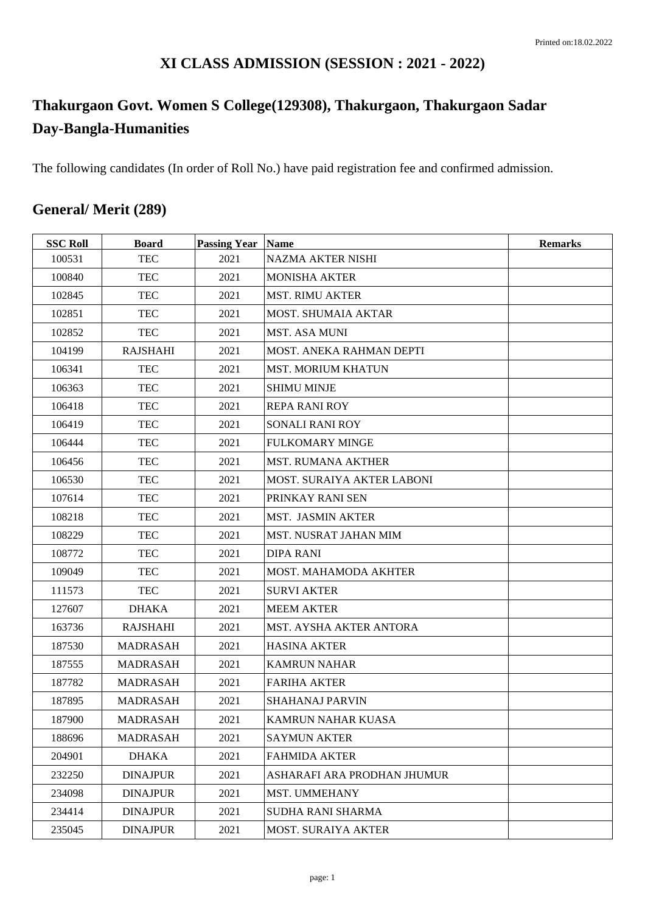# XI CLASS ADMISSION (SESSION : 2021 - 2022)

## Thakurgaon Govt. Women S College(129308), Thakurgaon, Thakurgaon Sadar Day-Bangla-Humanities

The following candidates (In order of Roll No.) have paid registration fee and confirmed admission.

## General/ Merit (289)

| SSC Roll | Board | Passing Year | Name | Remarks |
|---|---|---|---|---|
| 100531 | TEC | 2021 | NAZMA AKTER NISHI | |
| 100840 | TEC | 2021 | MONISHA AKTER | |
| 102845 | TEC | 2021 | MST. RIMU AKTER | |
| 102851 | TEC | 2021 | MOST. SHUMAIA AKTAR | |
| 102852 | TEC | 2021 | MST. ASA MUNI | |
| 104199 | RAJSHAHI | 2021 | MOST. ANEKA RAHMAN DEPTI | |
| 106341 | TEC | 2021 | MST. MORIUM KHATUN | |
| 106363 | TEC | 2021 | SHIMU MINJE | |
| 106418 | TEC | 2021 | REPA RANI ROY | |
| 106419 | TEC | 2021 | SONALI RANI ROY | |
| 106444 | TEC | 2021 | FULKOMARY MINGE | |
| 106456 | TEC | 2021 | MST. RUMANA AKTHER | |
| 106530 | TEC | 2021 | MOST. SURAIYA AKTER LABONI | |
| 107614 | TEC | 2021 | PRINKAY RANI SEN | |
| 108218 | TEC | 2021 | MST. JASMIN AKTER | |
| 108229 | TEC | 2021 | MST. NUSRAT JAHAN MIM | |
| 108772 | TEC | 2021 | DIPA RANI | |
| 109049 | TEC | 2021 | MOST. MAHAMODA AKHTER | |
| 111573 | TEC | 2021 | SURVI AKTER | |
| 127607 | DHAKA | 2021 | MEEM AKTER | |
| 163736 | RAJSHAHI | 2021 | MST. AYSHA AKTER ANTORA | |
| 187530 | MADRASAH | 2021 | HASINA AKTER | |
| 187555 | MADRASAH | 2021 | KAMRUN NAHAR | |
| 187782 | MADRASAH | 2021 | FARIHA AKTER | |
| 187895 | MADRASAH | 2021 | SHAHANAJ PARVIN | |
| 187900 | MADRASAH | 2021 | KAMRUN NAHAR KUASA | |
| 188696 | MADRASAH | 2021 | SAYMUN AKTER | |
| 204901 | DHAKA | 2021 | FAHMIDA AKTER | |
| 232250 | DINAJPUR | 2021 | ASHARAFI ARA PRODHAN JHUMUR | |
| 234098 | DINAJPUR | 2021 | MST. UMMEHANY | |
| 234414 | DINAJPUR | 2021 | SUDHA RANI SHARMA | |
| 235045 | DINAJPUR | 2021 | MOST. SURAIYA AKTER | |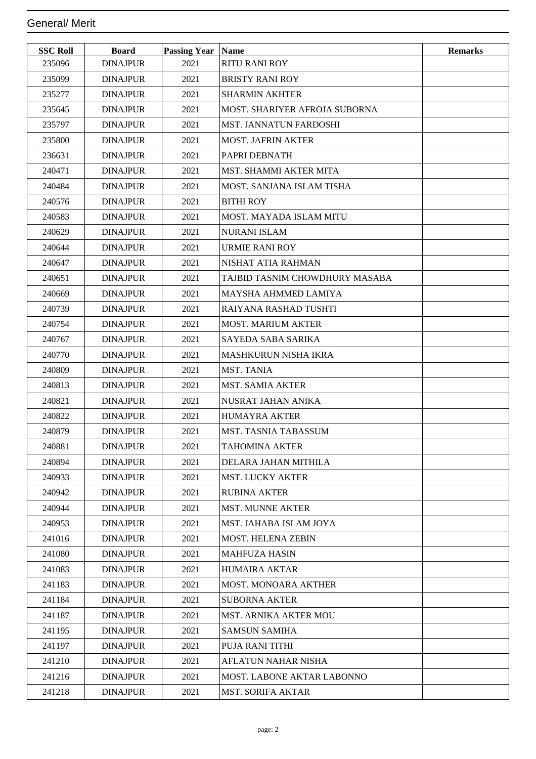## General/ Merit

| SSC Roll | Board | Passing Year | Name | Remarks |
|---|---|---|---|---|
| 235096 | DINAJPUR | 2021 | RITU RANI ROY | |
| 235099 | DINAJPUR | 2021 | BRISTY RANI ROY | |
| 235277 | DINAJPUR | 2021 | SHARMIN AKHTER | |
| 235645 | DINAJPUR | 2021 | MOST. SHARIYER AFROJA SUBORNA | |
| 235797 | DINAJPUR | 2021 | MST. JANNATUN FARDOSHI | |
| 235800 | DINAJPUR | 2021 | MOST. JAFRIN AKTER | |
| 236631 | DINAJPUR | 2021 | PAPRI DEBNATH | |
| 240471 | DINAJPUR | 2021 | MST. SHAMMI AKTER MITA | |
| 240484 | DINAJPUR | 2021 | MOST. SANJANA ISLAM TISHA | |
| 240576 | DINAJPUR | 2021 | BITHI ROY | |
| 240583 | DINAJPUR | 2021 | MOST. MAYADA ISLAM MITU | |
| 240629 | DINAJPUR | 2021 | NURANI ISLAM | |
| 240644 | DINAJPUR | 2021 | URMIE RANI ROY | |
| 240647 | DINAJPUR | 2021 | NISHAT ATIA RAHMAN | |
| 240651 | DINAJPUR | 2021 | TAJBID TASNIM CHOWDHURY MASABA | |
| 240669 | DINAJPUR | 2021 | MAYSHA AHMMED LAMIYA | |
| 240739 | DINAJPUR | 2021 | RAIYANA RASHAD TUSHTI | |
| 240754 | DINAJPUR | 2021 | MOST. MARIUM AKTER | |
| 240767 | DINAJPUR | 2021 | SAYEDA SABA SARIKA | |
| 240770 | DINAJPUR | 2021 | MASHKURUN NISHA IKRA | |
| 240809 | DINAJPUR | 2021 | MST. TANIA | |
| 240813 | DINAJPUR | 2021 | MST. SAMIA AKTER | |
| 240821 | DINAJPUR | 2021 | NUSRAT JAHAN ANIKA | |
| 240822 | DINAJPUR | 2021 | HUMAYRA AKTER | |
| 240879 | DINAJPUR | 2021 | MST. TASNIA TABASSUM | |
| 240881 | DINAJPUR | 2021 | TAHOMINA AKTER | |
| 240894 | DINAJPUR | 2021 | DELARA JAHAN MITHILA | |
| 240933 | DINAJPUR | 2021 | MST. LUCKY AKTER | |
| 240942 | DINAJPUR | 2021 | RUBINA AKTER | |
| 240944 | DINAJPUR | 2021 | MST. MUNNE AKTER | |
| 240953 | DINAJPUR | 2021 | MST. JAHABA ISLAM JOYA | |
| 241016 | DINAJPUR | 2021 | MOST. HELENA ZEBIN | |
| 241080 | DINAJPUR | 2021 | MAHFUZA HASIN | |
| 241083 | DINAJPUR | 2021 | HUMAIRA AKTAR | |
| 241183 | DINAJPUR | 2021 | MOST. MONOARA AKTHER | |
| 241184 | DINAJPUR | 2021 | SUBORNA AKTER | |
| 241187 | DINAJPUR | 2021 | MST. ARNIKA AKTER MOU | |
| 241195 | DINAJPUR | 2021 | SAMSUN SAMIHA | |
| 241197 | DINAJPUR | 2021 | PUJA RANI TITHI | |
| 241210 | DINAJPUR | 2021 | AFLATUN NAHAR NISHA | |
| 241216 | DINAJPUR | 2021 | MOST. LABONE AKTAR LABONNO | |
| 241218 | DINAJPUR | 2021 | MST. SORIFA AKTAR | |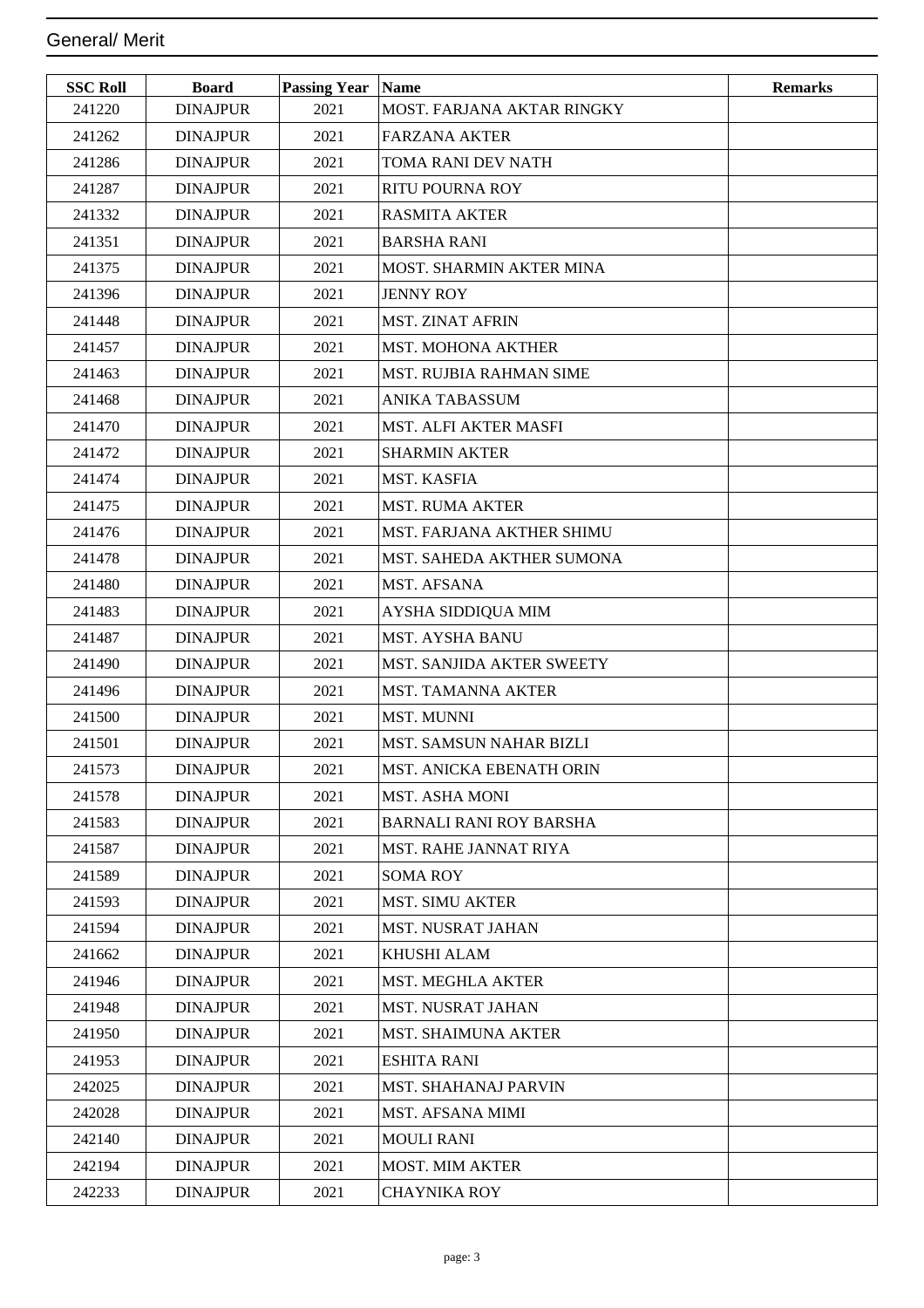## General/ Merit

| SSC Roll | Board | Passing Year | Name | Remarks |
|---|---|---|---|---|
| 241220 | DINAJPUR | 2021 | MOST. FARJANA AKTAR RINGKY | |
| 241262 | DINAJPUR | 2021 | FARZANA AKTER | |
| 241286 | DINAJPUR | 2021 | TOMA RANI DEV NATH | |
| 241287 | DINAJPUR | 2021 | RITU POURNA ROY | |
| 241332 | DINAJPUR | 2021 | RASMITA AKTER | |
| 241351 | DINAJPUR | 2021 | BARSHA RANI | |
| 241375 | DINAJPUR | 2021 | MOST. SHARMIN AKTER MINA | |
| 241396 | DINAJPUR | 2021 | JENNY ROY | |
| 241448 | DINAJPUR | 2021 | MST. ZINAT AFRIN | |
| 241457 | DINAJPUR | 2021 | MST. MOHONA AKTHER | |
| 241463 | DINAJPUR | 2021 | MST. RUJBIA RAHMAN SIME | |
| 241468 | DINAJPUR | 2021 | ANIKA TABASSUM | |
| 241470 | DINAJPUR | 2021 | MST. ALFI AKTER MASFI | |
| 241472 | DINAJPUR | 2021 | SHARMIN AKTER | |
| 241474 | DINAJPUR | 2021 | MST. KASFIA | |
| 241475 | DINAJPUR | 2021 | MST. RUMA AKTER | |
| 241476 | DINAJPUR | 2021 | MST. FARJANA AKTHER SHIMU | |
| 241478 | DINAJPUR | 2021 | MST. SAHEDA AKTHER SUMONA | |
| 241480 | DINAJPUR | 2021 | MST. AFSANA | |
| 241483 | DINAJPUR | 2021 | AYSHA SIDDIQUA MIM | |
| 241487 | DINAJPUR | 2021 | MST. AYSHA BANU | |
| 241490 | DINAJPUR | 2021 | MST. SANJIDA AKTER SWEETY | |
| 241496 | DINAJPUR | 2021 | MST. TAMANNA AKTER | |
| 241500 | DINAJPUR | 2021 | MST. MUNNI | |
| 241501 | DINAJPUR | 2021 | MST. SAMSUN NAHAR BIZLI | |
| 241573 | DINAJPUR | 2021 | MST. ANICKA EBENATH ORIN | |
| 241578 | DINAJPUR | 2021 | MST. ASHA MONI | |
| 241583 | DINAJPUR | 2021 | BARNALI RANI ROY BARSHA | |
| 241587 | DINAJPUR | 2021 | MST. RAHE JANNAT RIYA | |
| 241589 | DINAJPUR | 2021 | SOMA ROY | |
| 241593 | DINAJPUR | 2021 | MST. SIMU AKTER | |
| 241594 | DINAJPUR | 2021 | MST. NUSRAT JAHAN | |
| 241662 | DINAJPUR | 2021 | KHUSHI ALAM | |
| 241946 | DINAJPUR | 2021 | MST. MEGHLA AKTER | |
| 241948 | DINAJPUR | 2021 | MST. NUSRAT JAHAN | |
| 241950 | DINAJPUR | 2021 | MST. SHAIMUNA AKTER | |
| 241953 | DINAJPUR | 2021 | ESHITA RANI | |
| 242025 | DINAJPUR | 2021 | MST. SHAHANAJ PARVIN | |
| 242028 | DINAJPUR | 2021 | MST. AFSANA MIMI | |
| 242140 | DINAJPUR | 2021 | MOULI RANI | |
| 242194 | DINAJPUR | 2021 | MOST. MIM AKTER | |
| 242233 | DINAJPUR | 2021 | CHAYNIKA ROY | |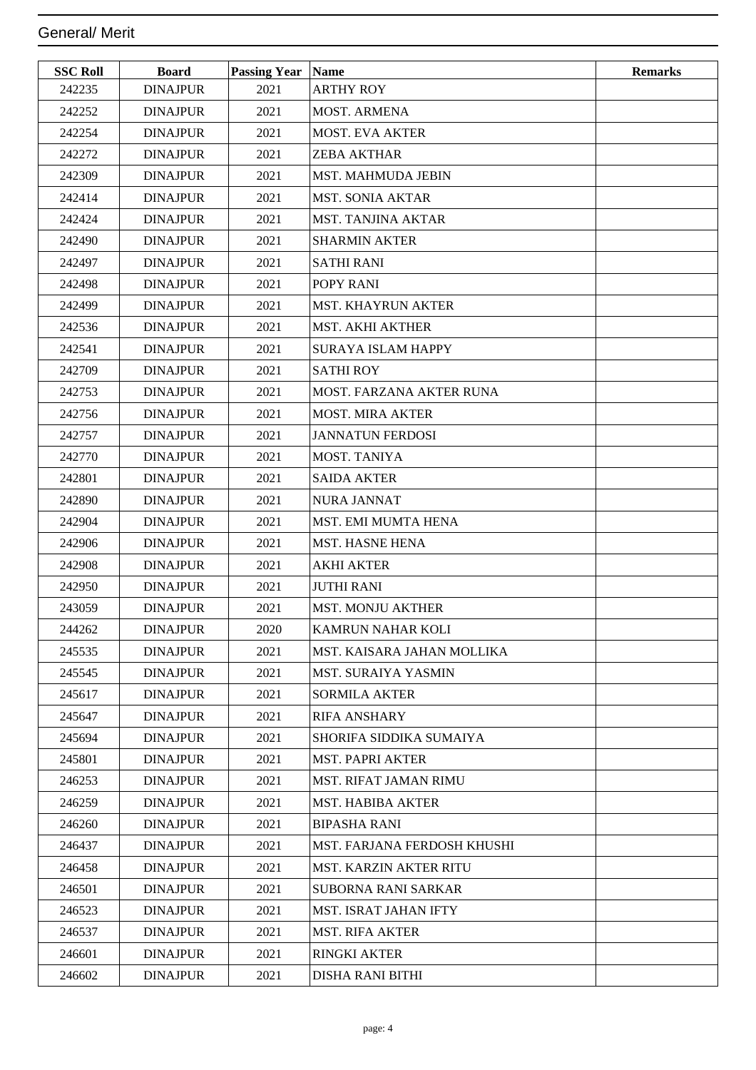## General/ Merit

| SSC Roll | Board | Passing Year | Name | Remarks |
| --- | --- | --- | --- | --- |
| 242235 | DINAJPUR | 2021 | ARTHY ROY | |
| 242252 | DINAJPUR | 2021 | MOST. ARMENA | |
| 242254 | DINAJPUR | 2021 | MOST. EVA AKTER | |
| 242272 | DINAJPUR | 2021 | ZEBA AKTHAR | |
| 242309 | DINAJPUR | 2021 | MST. MAHMUDA JEBIN | |
| 242414 | DINAJPUR | 2021 | MST. SONIA AKTAR | |
| 242424 | DINAJPUR | 2021 | MST. TANJINA AKTAR | |
| 242490 | DINAJPUR | 2021 | SHARMIN AKTER | |
| 242497 | DINAJPUR | 2021 | SATHI RANI | |
| 242498 | DINAJPUR | 2021 | POPY RANI | |
| 242499 | DINAJPUR | 2021 | MST. KHAYRUN AKTER | |
| 242536 | DINAJPUR | 2021 | MST. AKHI AKTHER | |
| 242541 | DINAJPUR | 2021 | SURAYA ISLAM HAPPY | |
| 242709 | DINAJPUR | 2021 | SATHI ROY | |
| 242753 | DINAJPUR | 2021 | MOST. FARZANA AKTER RUNA | |
| 242756 | DINAJPUR | 2021 | MOST. MIRA AKTER | |
| 242757 | DINAJPUR | 2021 | JANNATUN FERDOSI | |
| 242770 | DINAJPUR | 2021 | MOST. TANIYA | |
| 242801 | DINAJPUR | 2021 | SAIDA AKTER | |
| 242890 | DINAJPUR | 2021 | NURA JANNAT | |
| 242904 | DINAJPUR | 2021 | MST. EMI MUMTA HENA | |
| 242906 | DINAJPUR | 2021 | MST. HASNE HENA | |
| 242908 | DINAJPUR | 2021 | AKHI AKTER | |
| 242950 | DINAJPUR | 2021 | JUTHI RANI | |
| 243059 | DINAJPUR | 2021 | MST. MONJU AKTHER | |
| 244262 | DINAJPUR | 2020 | KAMRUN NAHAR KOLI | |
| 245535 | DINAJPUR | 2021 | MST. KAISARA JAHAN MOLLIKA | |
| 245545 | DINAJPUR | 2021 | MST. SURAIYA YASMIN | |
| 245617 | DINAJPUR | 2021 | SORMILA AKTER | |
| 245647 | DINAJPUR | 2021 | RIFA ANSHARY | |
| 245694 | DINAJPUR | 2021 | SHORIFA SIDDIKA SUMAIYA | |
| 245801 | DINAJPUR | 2021 | MST. PAPRI AKTER | |
| 246253 | DINAJPUR | 2021 | MST. RIFAT JAMAN RIMU | |
| 246259 | DINAJPUR | 2021 | MST. HABIBA AKTER | |
| 246260 | DINAJPUR | 2021 | BIPASHA RANI | |
| 246437 | DINAJPUR | 2021 | MST. FARJANA FERDOSH KHUSHI | |
| 246458 | DINAJPUR | 2021 | MST. KARZIN AKTER RITU | |
| 246501 | DINAJPUR | 2021 | SUBORNA RANI SARKAR | |
| 246523 | DINAJPUR | 2021 | MST. ISRAT JAHAN IFTY | |
| 246537 | DINAJPUR | 2021 | MST. RIFA AKTER | |
| 246601 | DINAJPUR | 2021 | RINGKI AKTER | |
| 246602 | DINAJPUR | 2021 | DISHA RANI BITHI | |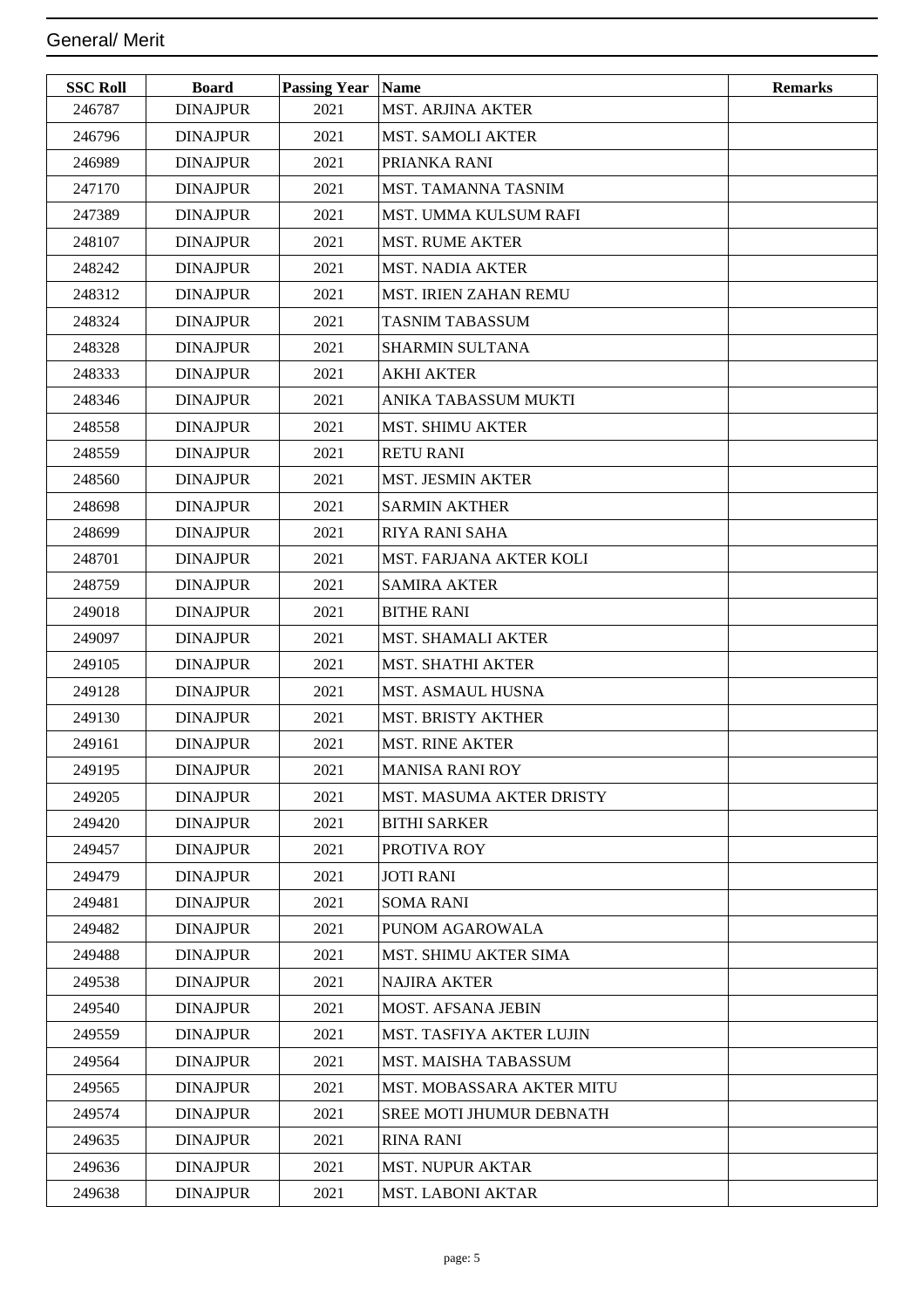General/ Merit

| SSC Roll | Board | Passing Year | Name | Remarks |
|---|---|---|---|---|
| 246787 | DINAJPUR | 2021 | MST. ARJINA AKTER | |
| 246796 | DINAJPUR | 2021 | MST. SAMOLI AKTER | |
| 246989 | DINAJPUR | 2021 | PRIANKA RANI | |
| 247170 | DINAJPUR | 2021 | MST. TAMANNA TASNIM | |
| 247389 | DINAJPUR | 2021 | MST. UMMA KULSUM RAFI | |
| 248107 | DINAJPUR | 2021 | MST. RUME AKTER | |
| 248242 | DINAJPUR | 2021 | MST. NADIA AKTER | |
| 248312 | DINAJPUR | 2021 | MST. IRIEN ZAHAN REMU | |
| 248324 | DINAJPUR | 2021 | TASNIM TABASSUM | |
| 248328 | DINAJPUR | 2021 | SHARMIN SULTANA | |
| 248333 | DINAJPUR | 2021 | AKHI AKTER | |
| 248346 | DINAJPUR | 2021 | ANIKA TABASSUM MUKTI | |
| 248558 | DINAJPUR | 2021 | MST. SHIMU AKTER | |
| 248559 | DINAJPUR | 2021 | RETU RANI | |
| 248560 | DINAJPUR | 2021 | MST. JESMIN AKTER | |
| 248698 | DINAJPUR | 2021 | SARMIN AKTHER | |
| 248699 | DINAJPUR | 2021 | RIYA RANI SAHA | |
| 248701 | DINAJPUR | 2021 | MST. FARJANA AKTER KOLI | |
| 248759 | DINAJPUR | 2021 | SAMIRA AKTER | |
| 249018 | DINAJPUR | 2021 | BITHE RANI | |
| 249097 | DINAJPUR | 2021 | MST. SHAMALI AKTER | |
| 249105 | DINAJPUR | 2021 | MST. SHATHI AKTER | |
| 249128 | DINAJPUR | 2021 | MST. ASMAUL HUSNA | |
| 249130 | DINAJPUR | 2021 | MST. BRISTY AKTHER | |
| 249161 | DINAJPUR | 2021 | MST. RINE AKTER | |
| 249195 | DINAJPUR | 2021 | MANISA RANI ROY | |
| 249205 | DINAJPUR | 2021 | MST. MASUMA AKTER DRISTY | |
| 249420 | DINAJPUR | 2021 | BITHI SARKER | |
| 249457 | DINAJPUR | 2021 | PROTIVA ROY | |
| 249479 | DINAJPUR | 2021 | JOTI RANI | |
| 249481 | DINAJPUR | 2021 | SOMA RANI | |
| 249482 | DINAJPUR | 2021 | PUNOM AGAROWALA | |
| 249488 | DINAJPUR | 2021 | MST. SHIMU AKTER SIMA | |
| 249538 | DINAJPUR | 2021 | NAJIRA AKTER | |
| 249540 | DINAJPUR | 2021 | MOST. AFSANA JEBIN | |
| 249559 | DINAJPUR | 2021 | MST. TASFIYA AKTER LUJIN | |
| 249564 | DINAJPUR | 2021 | MST. MAISHA TABASSUM | |
| 249565 | DINAJPUR | 2021 | MST. MOBASSARA AKTER MITU | |
| 249574 | DINAJPUR | 2021 | SREE MOTI JHUMUR DEBNATH | |
| 249635 | DINAJPUR | 2021 | RINA RANI | |
| 249636 | DINAJPUR | 2021 | MST. NUPUR AKTAR | |
| 249638 | DINAJPUR | 2021 | MST. LABONI AKTAR | |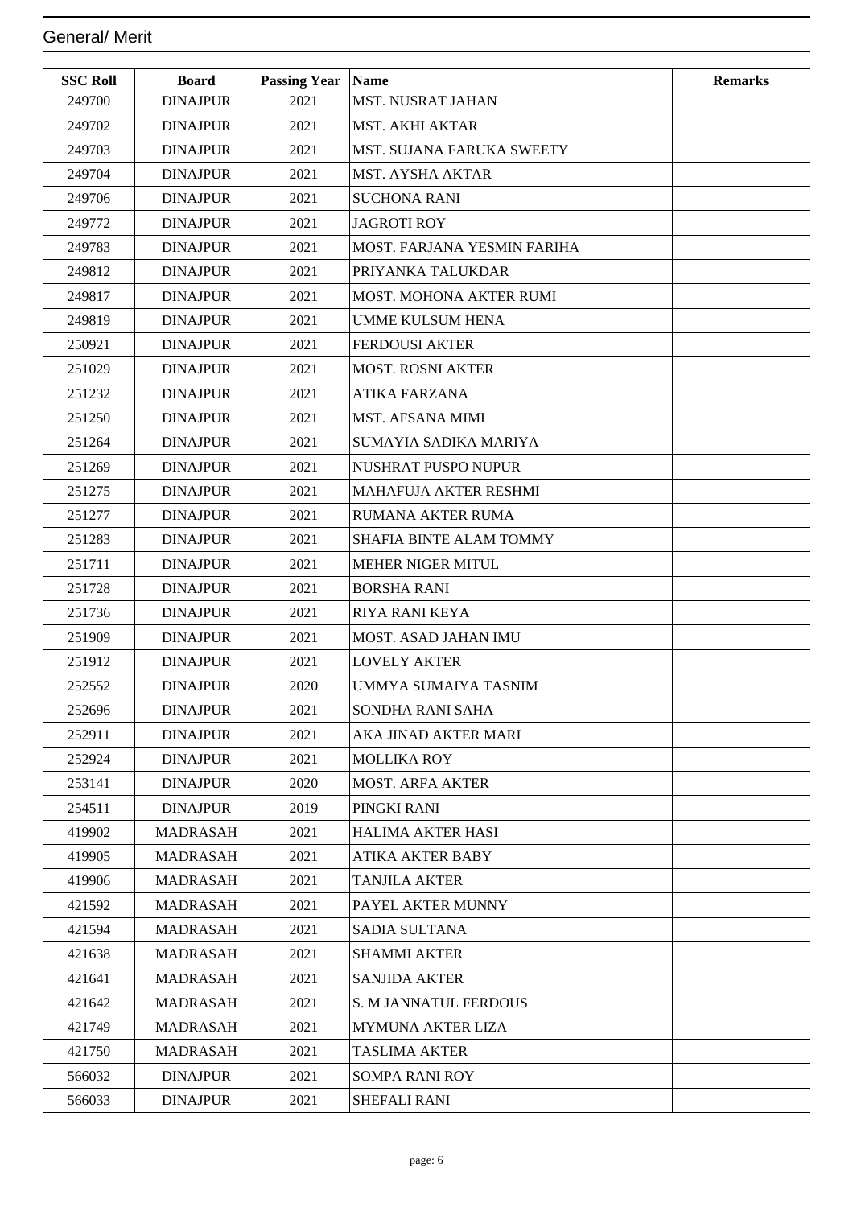General/ Merit

| SSC Roll | Board | Passing Year | Name | Remarks |
|---|---|---|---|---|
| 249700 | DINAJPUR | 2021 | MST. NUSRAT JAHAN | |
| 249702 | DINAJPUR | 2021 | MST. AKHI AKTAR | |
| 249703 | DINAJPUR | 2021 | MST. SUJANA FARUKA SWEETY | |
| 249704 | DINAJPUR | 2021 | MST. AYSHA AKTAR | |
| 249706 | DINAJPUR | 2021 | SUCHONA RANI | |
| 249772 | DINAJPUR | 2021 | JAGROTI ROY | |
| 249783 | DINAJPUR | 2021 | MOST. FARJANA YESMIN FARIHA | |
| 249812 | DINAJPUR | 2021 | PRIYANKA TALUKDAR | |
| 249817 | DINAJPUR | 2021 | MOST. MOHONA AKTER RUMI | |
| 249819 | DINAJPUR | 2021 | UMME KULSUM HENA | |
| 250921 | DINAJPUR | 2021 | FERDOUSI AKTER | |
| 251029 | DINAJPUR | 2021 | MOST. ROSNI AKTER | |
| 251232 | DINAJPUR | 2021 | ATIKA FARZANA | |
| 251250 | DINAJPUR | 2021 | MST. AFSANA MIMI | |
| 251264 | DINAJPUR | 2021 | SUMAYIA SADIKA MARIYA | |
| 251269 | DINAJPUR | 2021 | NUSHRAT PUSPO NUPUR | |
| 251275 | DINAJPUR | 2021 | MAHAFUJA AKTER RESHMI | |
| 251277 | DINAJPUR | 2021 | RUMANA AKTER RUMA | |
| 251283 | DINAJPUR | 2021 | SHAFIA BINTE ALAM TOMMY | |
| 251711 | DINAJPUR | 2021 | MEHER NIGER MITUL | |
| 251728 | DINAJPUR | 2021 | BORSHA RANI | |
| 251736 | DINAJPUR | 2021 | RIYA RANI KEYA | |
| 251909 | DINAJPUR | 2021 | MOST. ASAD JAHAN IMU | |
| 251912 | DINAJPUR | 2021 | LOVELY AKTER | |
| 252552 | DINAJPUR | 2020 | UMMYA SUMAIYA TASNIM | |
| 252696 | DINAJPUR | 2021 | SONDHA RANI SAHA | |
| 252911 | DINAJPUR | 2021 | AKA JINAD AKTER MARI | |
| 252924 | DINAJPUR | 2021 | MOLLIKA ROY | |
| 253141 | DINAJPUR | 2020 | MOST. ARFA AKTER | |
| 254511 | DINAJPUR | 2019 | PINGKI RANI | |
| 419902 | MADRASAH | 2021 | HALIMA AKTER HASI | |
| 419905 | MADRASAH | 2021 | ATIKA AKTER BABY | |
| 419906 | MADRASAH | 2021 | TANJILA AKTER | |
| 421592 | MADRASAH | 2021 | PAYEL AKTER MUNNY | |
| 421594 | MADRASAH | 2021 | SADIA SULTANA | |
| 421638 | MADRASAH | 2021 | SHAMMI AKTER | |
| 421641 | MADRASAH | 2021 | SANJIDA AKTER | |
| 421642 | MADRASAH | 2021 | S. M JANNATUL FERDOUS | |
| 421749 | MADRASAH | 2021 | MYMUNA AKTER LIZA | |
| 421750 | MADRASAH | 2021 | TASLIMA AKTER | |
| 566032 | DINAJPUR | 2021 | SOMPA RANI ROY | |
| 566033 | DINAJPUR | 2021 | SHEFALI RANI | |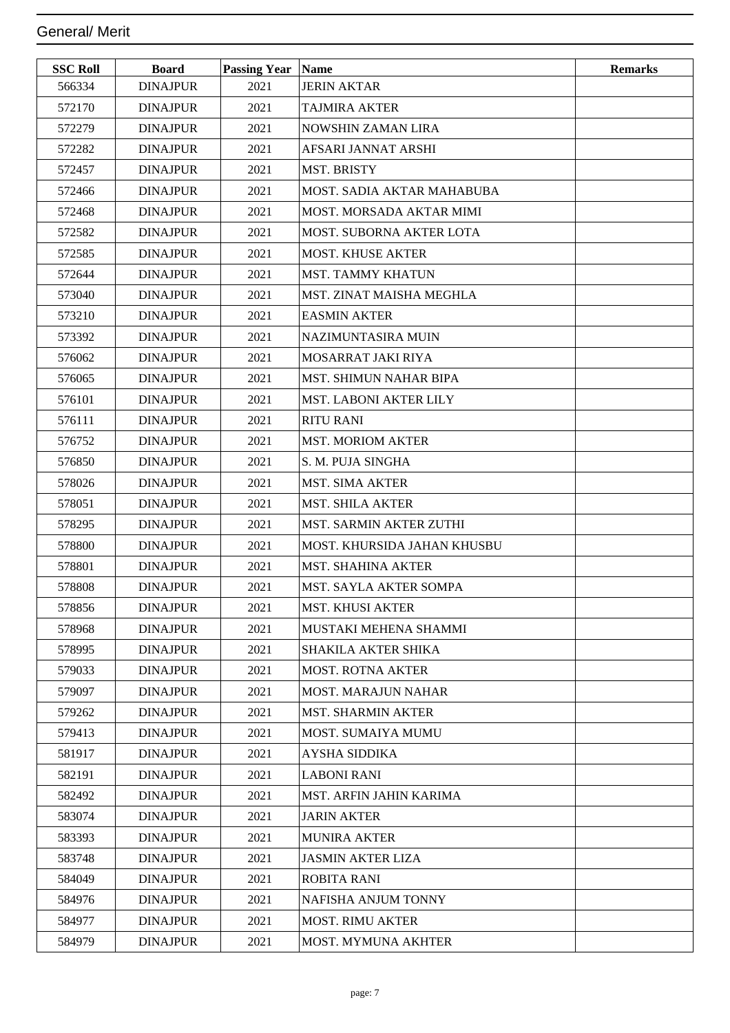## General/ Merit

| SSC Roll | Board | Passing Year | Name | Remarks |
|---|---|---|---|---|
| 566334 | DINAJPUR | 2021 | JERIN AKTAR | |
| 572170 | DINAJPUR | 2021 | TAJMIRA AKTER | |
| 572279 | DINAJPUR | 2021 | NOWSHIN ZAMAN LIRA | |
| 572282 | DINAJPUR | 2021 | AFSARI JANNAT ARSHI | |
| 572457 | DINAJPUR | 2021 | MST. BRISTY | |
| 572466 | DINAJPUR | 2021 | MOST. SADIA AKTAR MAHABUBA | |
| 572468 | DINAJPUR | 2021 | MOST. MORSADA AKTAR MIMI | |
| 572582 | DINAJPUR | 2021 | MOST. SUBORNA AKTER LOTA | |
| 572585 | DINAJPUR | 2021 | MOST. KHUSE AKTER | |
| 572644 | DINAJPUR | 2021 | MST. TAMMY KHATUN | |
| 573040 | DINAJPUR | 2021 | MST. ZINAT MAISHA MEGHLA | |
| 573210 | DINAJPUR | 2021 | EASMIN AKTER | |
| 573392 | DINAJPUR | 2021 | NAZIMUNTASIRA MUIN | |
| 576062 | DINAJPUR | 2021 | MOSARRAT JAKI RIYA | |
| 576065 | DINAJPUR | 2021 | MST. SHIMUN NAHAR BIPA | |
| 576101 | DINAJPUR | 2021 | MST. LABONI AKTER LILY | |
| 576111 | DINAJPUR | 2021 | RITU RANI | |
| 576752 | DINAJPUR | 2021 | MST. MORIOM AKTER | |
| 576850 | DINAJPUR | 2021 | S. M. PUJA SINGHA | |
| 578026 | DINAJPUR | 2021 | MST. SIMA AKTER | |
| 578051 | DINAJPUR | 2021 | MST. SHILA AKTER | |
| 578295 | DINAJPUR | 2021 | MST. SARMIN AKTER ZUTHI | |
| 578800 | DINAJPUR | 2021 | MOST. KHURSIDA JAHAN KHUSBU | |
| 578801 | DINAJPUR | 2021 | MST. SHAHINA AKTER | |
| 578808 | DINAJPUR | 2021 | MST. SAYLA AKTER SOMPA | |
| 578856 | DINAJPUR | 2021 | MST. KHUSI AKTER | |
| 578968 | DINAJPUR | 2021 | MUSTAKI MEHENA SHAMMI | |
| 578995 | DINAJPUR | 2021 | SHAKILA AKTER SHIKA | |
| 579033 | DINAJPUR | 2021 | MOST. ROTNA AKTER | |
| 579097 | DINAJPUR | 2021 | MOST. MARAJUN NAHAR | |
| 579262 | DINAJPUR | 2021 | MST. SHARMIN AKTER | |
| 579413 | DINAJPUR | 2021 | MOST. SUMAIYA MUMU | |
| 581917 | DINAJPUR | 2021 | AYSHA SIDDIKA | |
| 582191 | DINAJPUR | 2021 | LABONI RANI | |
| 582492 | DINAJPUR | 2021 | MST. ARFIN JAHIN KARIMA | |
| 583074 | DINAJPUR | 2021 | JARIN AKTER | |
| 583393 | DINAJPUR | 2021 | MUNIRA AKTER | |
| 583748 | DINAJPUR | 2021 | JASMIN AKTER LIZA | |
| 584049 | DINAJPUR | 2021 | ROBITA RANI | |
| 584976 | DINAJPUR | 2021 | NAFISHA ANJUM TONNY | |
| 584977 | DINAJPUR | 2021 | MOST. RIMU AKTER | |
| 584979 | DINAJPUR | 2021 | MOST. MYMUNA AKHTER | |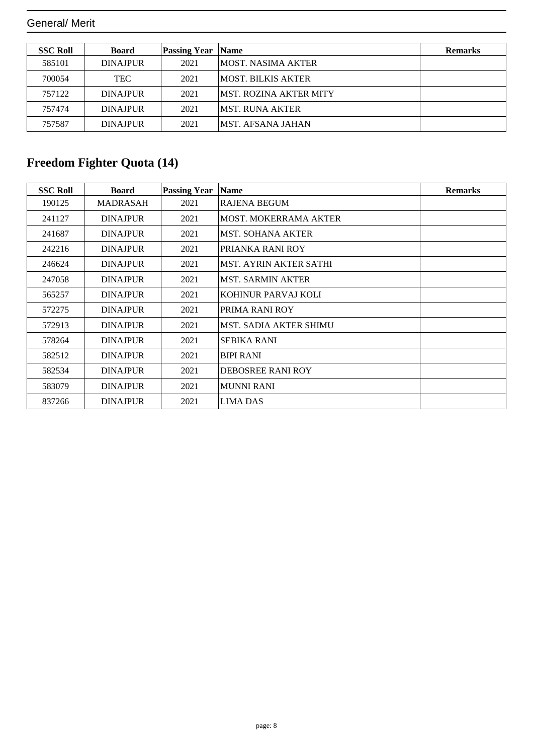## General/ Merit

| SSC Roll | Board | Passing Year | Name | Remarks |
|---|---|---|---|---|
| 585101 | DINAJPUR | 2021 | MOST. NASIMA AKTER | |
| 700054 | TEC | 2021 | MOST. BILKIS AKTER | |
| 757122 | DINAJPUR | 2021 | MST. ROZINA AKTER MITY | |
| 757474 | DINAJPUR | 2021 | MST. RUNA AKTER | |
| 757587 | DINAJPUR | 2021 | MST. AFSANA JAHAN | |

## Freedom Fighter Quota (14)

| SSC Roll | Board | Passing Year | Name | Remarks |
|---|---|---|---|---|
| 190125 | MADRASAH | 2021 | RAJENA BEGUM | |
| 241127 | DINAJPUR | 2021 | MOST. MOKERRAMA AKTER | |
| 241687 | DINAJPUR | 2021 | MST. SOHANA AKTER | |
| 242216 | DINAJPUR | 2021 | PRIANKA RANI ROY | |
| 246624 | DINAJPUR | 2021 | MST. AYRIN AKTER SATHI | |
| 247058 | DINAJPUR | 2021 | MST. SARMIN AKTER | |
| 565257 | DINAJPUR | 2021 | KOHINUR PARVAJ KOLI | |
| 572275 | DINAJPUR | 2021 | PRIMA RANI ROY | |
| 572913 | DINAJPUR | 2021 | MST. SADIA AKTER SHIMU | |
| 578264 | DINAJPUR | 2021 | SEBIKA RANI | |
| 582512 | DINAJPUR | 2021 | BIPI RANI | |
| 582534 | DINAJPUR | 2021 | DEBOSREE RANI ROY | |
| 583079 | DINAJPUR | 2021 | MUNNI RANI | |
| 837266 | DINAJPUR | 2021 | LIMA DAS | |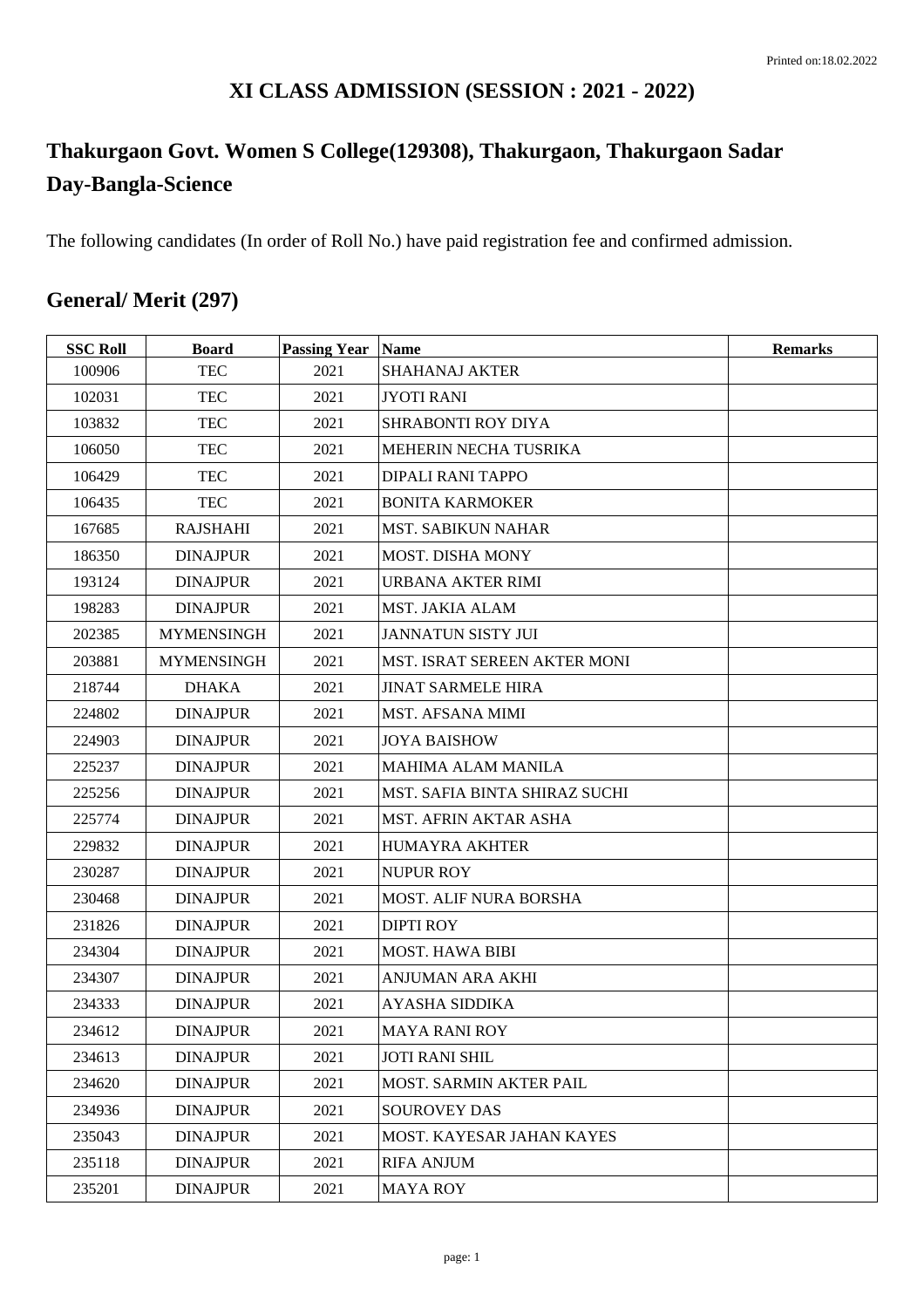# XI CLASS ADMISSION (SESSION : 2021 - 2022)

## Thakurgaon Govt. Women S College(129308), Thakurgaon, Thakurgaon Sadar
## Day-Bangla-Science

The following candidates (In order of Roll No.) have paid registration fee and confirmed admission.

## General/ Merit (297)

| SSC Roll | Board | Passing Year | Name | Remarks |
|---|---|---|---|---|
| 100906 | TEC | 2021 | SHAHANAJ AKTER | |
| 102031 | TEC | 2021 | JYOTI RANI | |
| 103832 | TEC | 2021 | SHRABONTI ROY DIYA | |
| 106050 | TEC | 2021 | MEHERIN NECHA TUSRIKA | |
| 106429 | TEC | 2021 | DIPALI RANI TAPPO | |
| 106435 | TEC | 2021 | BONITA KARMOKER | |
| 167685 | RAJSHAHI | 2021 | MST. SABIKUN NAHAR | |
| 186350 | DINAJPUR | 2021 | MOST. DISHA MONY | |
| 193124 | DINAJPUR | 2021 | URBANA AKTER RIMI | |
| 198283 | DINAJPUR | 2021 | MST. JAKIA ALAM | |
| 202385 | MYMENSINGH | 2021 | JANNATUN SISTY JUI | |
| 203881 | MYMENSINGH | 2021 | MST. ISRAT SEREEN AKTER MONI | |
| 218744 | DHAKA | 2021 | JINAT SARMELE HIRA | |
| 224802 | DINAJPUR | 2021 | MST. AFSANA MIMI | |
| 224903 | DINAJPUR | 2021 | JOYA BAISHOW | |
| 225237 | DINAJPUR | 2021 | MAHIMA ALAM MANILA | |
| 225256 | DINAJPUR | 2021 | MST. SAFIA BINTA SHIRAZ SUCHI | |
| 225774 | DINAJPUR | 2021 | MST. AFRIN AKTAR ASHA | |
| 229832 | DINAJPUR | 2021 | HUMAYRA AKHTER | |
| 230287 | DINAJPUR | 2021 | NUPUR ROY | |
| 230468 | DINAJPUR | 2021 | MOST. ALIF NURA BORSHA | |
| 231826 | DINAJPUR | 2021 | DIPTI ROY | |
| 234304 | DINAJPUR | 2021 | MOST. HAWA BIBI | |
| 234307 | DINAJPUR | 2021 | ANJUMAN ARA AKHI | |
| 234333 | DINAJPUR | 2021 | AYASHA SIDDIKA | |
| 234612 | DINAJPUR | 2021 | MAYA RANI ROY | |
| 234613 | DINAJPUR | 2021 | JOTI RANI SHIL | |
| 234620 | DINAJPUR | 2021 | MOST. SARMIN AKTER PAIL | |
| 234936 | DINAJPUR | 2021 | SOUROVEY DAS | |
| 235043 | DINAJPUR | 2021 | MOST. KAYESAR JAHAN KAYES | |
| 235118 | DINAJPUR | 2021 | RIFA ANJUM | |
| 235201 | DINAJPUR | 2021 | MAYA ROY | |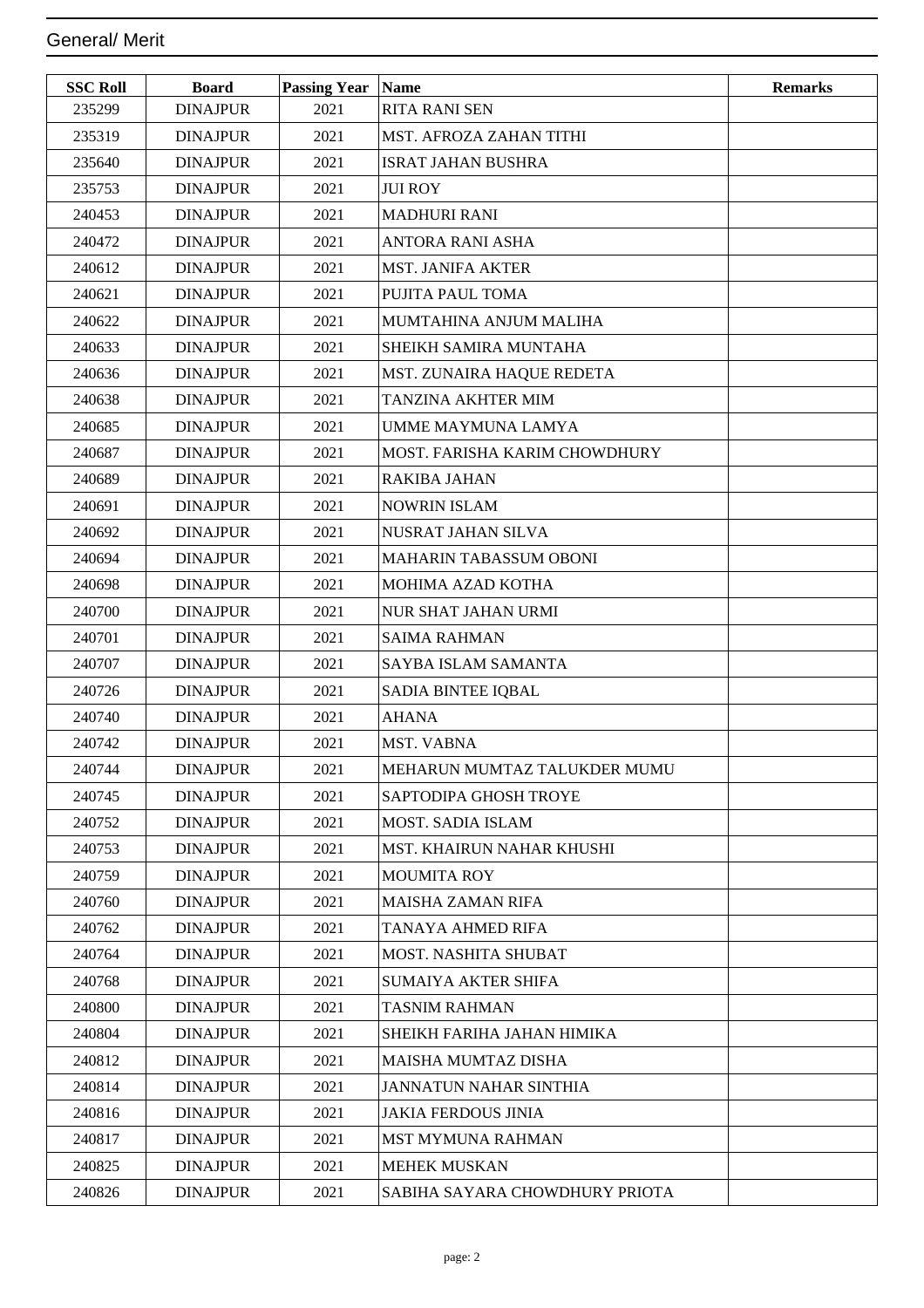## General/ Merit

| SSC Roll | Board | Passing Year | Name | Remarks |
|---|---|---|---|---|
| 235299 | DINAJPUR | 2021 | RITA RANI SEN | |
| 235319 | DINAJPUR | 2021 | MST. AFROZA ZAHAN TITHI | |
| 235640 | DINAJPUR | 2021 | ISRAT JAHAN BUSHRA | |
| 235753 | DINAJPUR | 2021 | JUI ROY | |
| 240453 | DINAJPUR | 2021 | MADHURI RANI | |
| 240472 | DINAJPUR | 2021 | ANTORA RANI ASHA | |
| 240612 | DINAJPUR | 2021 | MST. JANIFA AKTER | |
| 240621 | DINAJPUR | 2021 | PUJITA PAUL TOMA | |
| 240622 | DINAJPUR | 2021 | MUMTAHINA ANJUM MALIHA | |
| 240633 | DINAJPUR | 2021 | SHEIKH SAMIRA MUNTAHA | |
| 240636 | DINAJPUR | 2021 | MST. ZUNAIRA HAQUE REDETA | |
| 240638 | DINAJPUR | 2021 | TANZINA AKHTER MIM | |
| 240685 | DINAJPUR | 2021 | UMME MAYMUNA LAMYA | |
| 240687 | DINAJPUR | 2021 | MOST. FARISHA KARIM CHOWDHURY | |
| 240689 | DINAJPUR | 2021 | RAKIBA JAHAN | |
| 240691 | DINAJPUR | 2021 | NOWRIN ISLAM | |
| 240692 | DINAJPUR | 2021 | NUSRAT JAHAN SILVA | |
| 240694 | DINAJPUR | 2021 | MAHARIN TABASSUM OBONI | |
| 240698 | DINAJPUR | 2021 | MOHIMA AZAD KOTHA | |
| 240700 | DINAJPUR | 2021 | NUR SHAT JAHAN URMI | |
| 240701 | DINAJPUR | 2021 | SAIMA RAHMAN | |
| 240707 | DINAJPUR | 2021 | SAYBA ISLAM SAMANTA | |
| 240726 | DINAJPUR | 2021 | SADIA BINTEE IQBAL | |
| 240740 | DINAJPUR | 2021 | AHANA | |
| 240742 | DINAJPUR | 2021 | MST. VABNA | |
| 240744 | DINAJPUR | 2021 | MEHARUN MUMTAZ TALUKDER MUMU | |
| 240745 | DINAJPUR | 2021 | SAPTODIPA GHOSH TROYE | |
| 240752 | DINAJPUR | 2021 | MOST. SADIA ISLAM | |
| 240753 | DINAJPUR | 2021 | MST. KHAIRUN NAHAR KHUSHI | |
| 240759 | DINAJPUR | 2021 | MOUMITA ROY | |
| 240760 | DINAJPUR | 2021 | MAISHA ZAMAN RIFA | |
| 240762 | DINAJPUR | 2021 | TANAYA AHMED RIFA | |
| 240764 | DINAJPUR | 2021 | MOST. NASHITA SHUBAT | |
| 240768 | DINAJPUR | 2021 | SUMAIYA AKTER SHIFA | |
| 240800 | DINAJPUR | 2021 | TASNIM RAHMAN | |
| 240804 | DINAJPUR | 2021 | SHEIKH FARIHA JAHAN HIMIKA | |
| 240812 | DINAJPUR | 2021 | MAISHA MUMTAZ DISHA | |
| 240814 | DINAJPUR | 2021 | JANNATUN NAHAR SINTHIA | |
| 240816 | DINAJPUR | 2021 | JAKIA FERDOUS JINIA | |
| 240817 | DINAJPUR | 2021 | MST MYMUNA RAHMAN | |
| 240825 | DINAJPUR | 2021 | MEHEK MUSKAN | |
| 240826 | DINAJPUR | 2021 | SABIHA SAYARA CHOWDHURY PRIOTA | |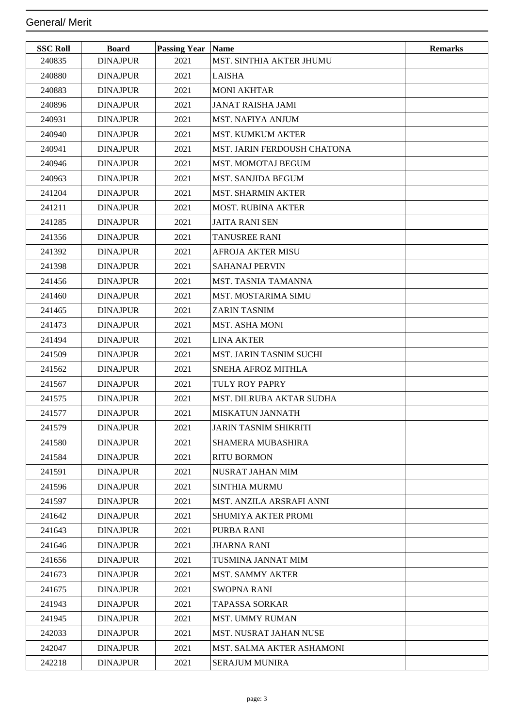## General/ Merit

| SSC Roll | Board | Passing Year | Name | Remarks |
|---|---|---|---|---|
| 240835 | DINAJPUR | 2021 | MST. SINTHIA AKTER JHUMU | |
| 240880 | DINAJPUR | 2021 | LAISHA | |
| 240883 | DINAJPUR | 2021 | MONI AKHTAR | |
| 240896 | DINAJPUR | 2021 | JANAT RAISHA JAMI | |
| 240931 | DINAJPUR | 2021 | MST. NAFIYA ANJUM | |
| 240940 | DINAJPUR | 2021 | MST. KUMKUM AKTER | |
| 240941 | DINAJPUR | 2021 | MST. JARIN FERDOUSH CHATONA | |
| 240946 | DINAJPUR | 2021 | MST. MOMOTAJ BEGUM | |
| 240963 | DINAJPUR | 2021 | MST. SANJIDA BEGUM | |
| 241204 | DINAJPUR | 2021 | MST. SHARMIN AKTER | |
| 241211 | DINAJPUR | 2021 | MOST. RUBINA AKTER | |
| 241285 | DINAJPUR | 2021 | JAITA RANI SEN | |
| 241356 | DINAJPUR | 2021 | TANUSREE RANI | |
| 241392 | DINAJPUR | 2021 | AFROJA AKTER MISU | |
| 241398 | DINAJPUR | 2021 | SAHANAJ PERVIN | |
| 241456 | DINAJPUR | 2021 | MST. TASNIA TAMANNA | |
| 241460 | DINAJPUR | 2021 | MST. MOSTARIMA SIMU | |
| 241465 | DINAJPUR | 2021 | ZARIN TASNIM | |
| 241473 | DINAJPUR | 2021 | MST. ASHA MONI | |
| 241494 | DINAJPUR | 2021 | LINA AKTER | |
| 241509 | DINAJPUR | 2021 | MST. JARIN TASNIM SUCHI | |
| 241562 | DINAJPUR | 2021 | SNEHA AFROZ MITHLA | |
| 241567 | DINAJPUR | 2021 | TULY ROY PAPRY | |
| 241575 | DINAJPUR | 2021 | MST. DILRUBA AKTAR SUDHA | |
| 241577 | DINAJPUR | 2021 | MISKATUN JANNATH | |
| 241579 | DINAJPUR | 2021 | JARIN TASNIM SHIKRITI | |
| 241580 | DINAJPUR | 2021 | SHAMERA MUBASHIRA | |
| 241584 | DINAJPUR | 2021 | RITU BORMON | |
| 241591 | DINAJPUR | 2021 | NUSRAT JAHAN MIM | |
| 241596 | DINAJPUR | 2021 | SINTHIA MURMU | |
| 241597 | DINAJPUR | 2021 | MST. ANZILA ARSRAFI ANNI | |
| 241642 | DINAJPUR | 2021 | SHUMIYA AKTER PROMI | |
| 241643 | DINAJPUR | 2021 | PURBA RANI | |
| 241646 | DINAJPUR | 2021 | JHARNA RANI | |
| 241656 | DINAJPUR | 2021 | TUSMINA JANNAT MIM | |
| 241673 | DINAJPUR | 2021 | MST. SAMMY AKTER | |
| 241675 | DINAJPUR | 2021 | SWOPNA RANI | |
| 241943 | DINAJPUR | 2021 | TAPASSA SORKAR | |
| 241945 | DINAJPUR | 2021 | MST. UMMY RUMAN | |
| 242033 | DINAJPUR | 2021 | MST. NUSRAT JAHAN NUSE | |
| 242047 | DINAJPUR | 2021 | MST. SALMA AKTER ASHAMONI | |
| 242218 | DINAJPUR | 2021 | SERAJUM MUNIRA | |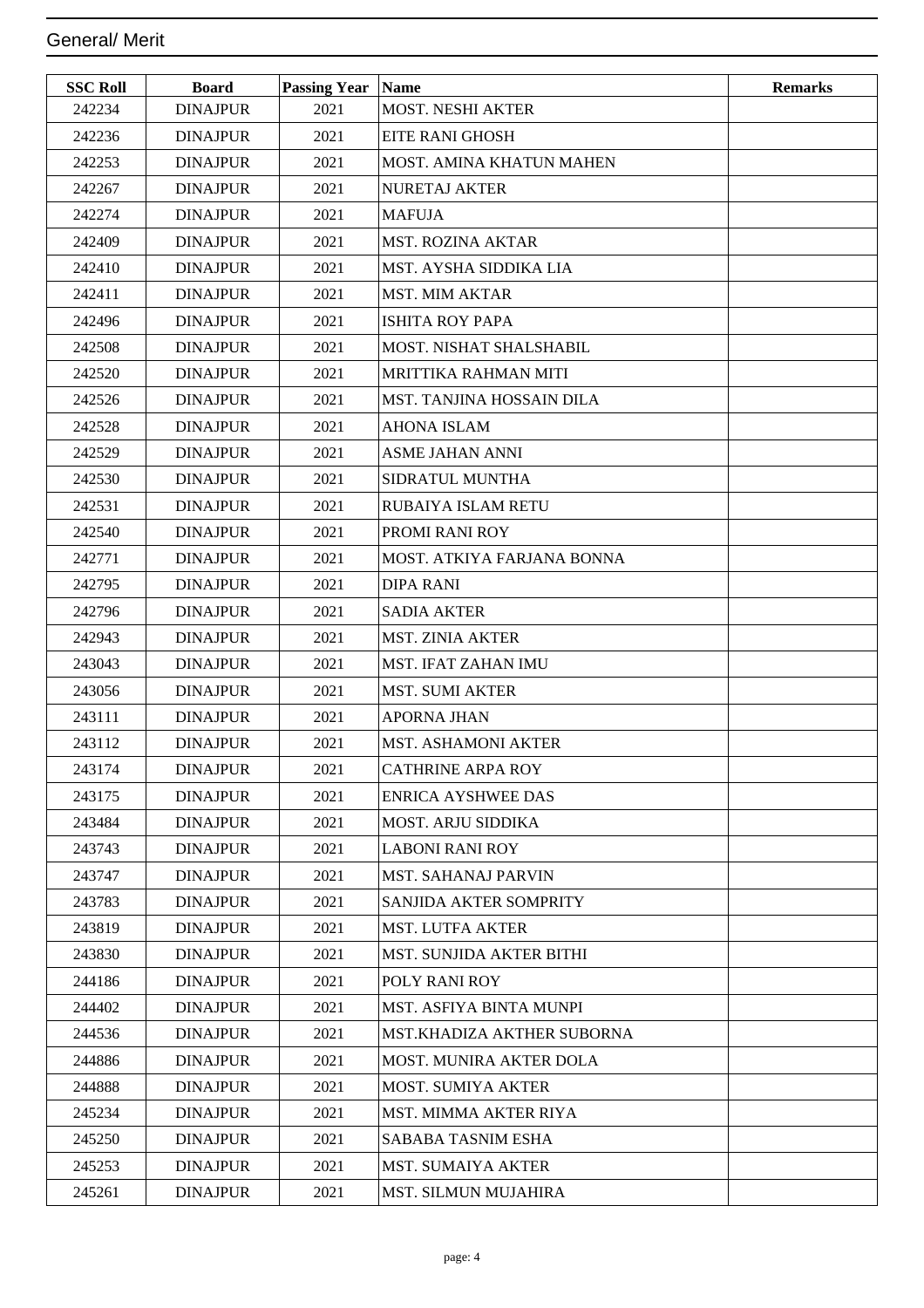## General/ Merit

| SSC Roll | Board | Passing Year | Name | Remarks |
|---|---|---|---|---|
| 242234 | DINAJPUR | 2021 | MOST. NESHI AKTER | |
| 242236 | DINAJPUR | 2021 | EITE RANI GHOSH | |
| 242253 | DINAJPUR | 2021 | MOST. AMINA KHATUN MAHEN | |
| 242267 | DINAJPUR | 2021 | NURETAJ AKTER | |
| 242274 | DINAJPUR | 2021 | MAFUJA | |
| 242409 | DINAJPUR | 2021 | MST. ROZINA AKTAR | |
| 242410 | DINAJPUR | 2021 | MST. AYSHA SIDDIKA LIA | |
| 242411 | DINAJPUR | 2021 | MST. MIM AKTAR | |
| 242496 | DINAJPUR | 2021 | ISHITA ROY PAPA | |
| 242508 | DINAJPUR | 2021 | MOST. NISHAT SHALSHABIL | |
| 242520 | DINAJPUR | 2021 | MRITTIKA RAHMAN MITI | |
| 242526 | DINAJPUR | 2021 | MST. TANJINA HOSSAIN DILA | |
| 242528 | DINAJPUR | 2021 | AHONA ISLAM | |
| 242529 | DINAJPUR | 2021 | ASME JAHAN ANNI | |
| 242530 | DINAJPUR | 2021 | SIDRATUL MUNTHA | |
| 242531 | DINAJPUR | 2021 | RUBAIYA ISLAM RETU | |
| 242540 | DINAJPUR | 2021 | PROMI RANI ROY | |
| 242771 | DINAJPUR | 2021 | MOST. ATKIYA FARJANA BONNA | |
| 242795 | DINAJPUR | 2021 | DIPA RANI | |
| 242796 | DINAJPUR | 2021 | SADIA AKTER | |
| 242943 | DINAJPUR | 2021 | MST. ZINIA AKTER | |
| 243043 | DINAJPUR | 2021 | MST. IFAT ZAHAN IMU | |
| 243056 | DINAJPUR | 2021 | MST. SUMI AKTER | |
| 243111 | DINAJPUR | 2021 | APORNA JHAN | |
| 243112 | DINAJPUR | 2021 | MST. ASHAMONI AKTER | |
| 243174 | DINAJPUR | 2021 | CATHRINE ARPA ROY | |
| 243175 | DINAJPUR | 2021 | ENRICA AYSHWEE DAS | |
| 243484 | DINAJPUR | 2021 | MOST. ARJU SIDDIKA | |
| 243743 | DINAJPUR | 2021 | LABONI RANI ROY | |
| 243747 | DINAJPUR | 2021 | MST. SAHANAJ PARVIN | |
| 243783 | DINAJPUR | 2021 | SANJIDA AKTER SOMPRITY | |
| 243819 | DINAJPUR | 2021 | MST. LUTFA AKTER | |
| 243830 | DINAJPUR | 2021 | MST. SUNJIDA AKTER BITHI | |
| 244186 | DINAJPUR | 2021 | POLY RANI ROY | |
| 244402 | DINAJPUR | 2021 | MST. ASFIYA BINTA MUNPI | |
| 244536 | DINAJPUR | 2021 | MST.KHADIZA AKTHER SUBORNA | |
| 244886 | DINAJPUR | 2021 | MOST. MUNIRA AKTER DOLA | |
| 244888 | DINAJPUR | 2021 | MOST. SUMIYA AKTER | |
| 245234 | DINAJPUR | 2021 | MST. MIMMA AKTER RIYA | |
| 245250 | DINAJPUR | 2021 | SABABA TASNIM ESHA | |
| 245253 | DINAJPUR | 2021 | MST. SUMAIYA AKTER | |
| 245261 | DINAJPUR | 2021 | MST. SILMUN MUJAHIRA | |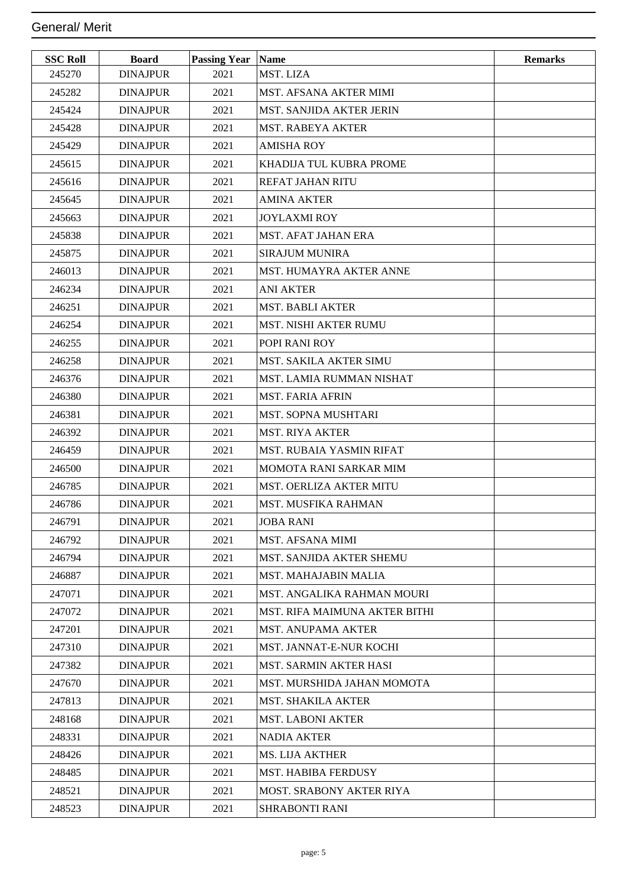## General/ Merit

| SSC Roll | Board | Passing Year | Name | Remarks |
|---|---|---|---|---|
| 245270 | DINAJPUR | 2021 | MST. LIZA | |
| 245282 | DINAJPUR | 2021 | MST. AFSANA AKTER MIMI | |
| 245424 | DINAJPUR | 2021 | MST. SANJIDA AKTER JERIN | |
| 245428 | DINAJPUR | 2021 | MST. RABEYA AKTER | |
| 245429 | DINAJPUR | 2021 | AMISHA ROY | |
| 245615 | DINAJPUR | 2021 | KHADIJA TUL KUBRA PROME | |
| 245616 | DINAJPUR | 2021 | REFAT JAHAN RITU | |
| 245645 | DINAJPUR | 2021 | AMINA AKTER | |
| 245663 | DINAJPUR | 2021 | JOYLAXMI ROY | |
| 245838 | DINAJPUR | 2021 | MST. AFAT JAHAN ERA | |
| 245875 | DINAJPUR | 2021 | SIRAJUM MUNIRA | |
| 246013 | DINAJPUR | 2021 | MST. HUMAYRA AKTER ANNE | |
| 246234 | DINAJPUR | 2021 | ANI AKTER | |
| 246251 | DINAJPUR | 2021 | MST. BABLI AKTER | |
| 246254 | DINAJPUR | 2021 | MST. NISHI AKTER RUMU | |
| 246255 | DINAJPUR | 2021 | POPI RANI ROY | |
| 246258 | DINAJPUR | 2021 | MST. SAKILA AKTER SIMU | |
| 246376 | DINAJPUR | 2021 | MST. LAMIA RUMMAN NISHAT | |
| 246380 | DINAJPUR | 2021 | MST. FARIA AFRIN | |
| 246381 | DINAJPUR | 2021 | MST. SOPNA MUSHTARI | |
| 246392 | DINAJPUR | 2021 | MST. RIYA AKTER | |
| 246459 | DINAJPUR | 2021 | MST. RUBAIA YASMIN RIFAT | |
| 246500 | DINAJPUR | 2021 | MOMOTA RANI SARKAR MIM | |
| 246785 | DINAJPUR | 2021 | MST. OERLIZA AKTER MITU | |
| 246786 | DINAJPUR | 2021 | MST. MUSFIKA RAHMAN | |
| 246791 | DINAJPUR | 2021 | JOBA RANI | |
| 246792 | DINAJPUR | 2021 | MST. AFSANA MIMI | |
| 246794 | DINAJPUR | 2021 | MST. SANJIDA AKTER SHEMU | |
| 246887 | DINAJPUR | 2021 | MST. MAHAJABIN MALIA | |
| 247071 | DINAJPUR | 2021 | MST. ANGALIKA RAHMAN MOURI | |
| 247072 | DINAJPUR | 2021 | MST. RIFA MAIMUNA AKTER BITHI | |
| 247201 | DINAJPUR | 2021 | MST. ANUPAMA AKTER | |
| 247310 | DINAJPUR | 2021 | MST. JANNAT-E-NUR KOCHI | |
| 247382 | DINAJPUR | 2021 | MST. SARMIN AKTER HASI | |
| 247670 | DINAJPUR | 2021 | MST. MURSHIDA JAHAN MOMOTA | |
| 247813 | DINAJPUR | 2021 | MST. SHAKILA AKTER | |
| 248168 | DINAJPUR | 2021 | MST. LABONI AKTER | |
| 248331 | DINAJPUR | 2021 | NADIA AKTER | |
| 248426 | DINAJPUR | 2021 | MS. LIJA AKTHER | |
| 248485 | DINAJPUR | 2021 | MST. HABIBA FERDUSY | |
| 248521 | DINAJPUR | 2021 | MOST. SRABONY AKTER RIYA | |
| 248523 | DINAJPUR | 2021 | SHRABONTI RANI | |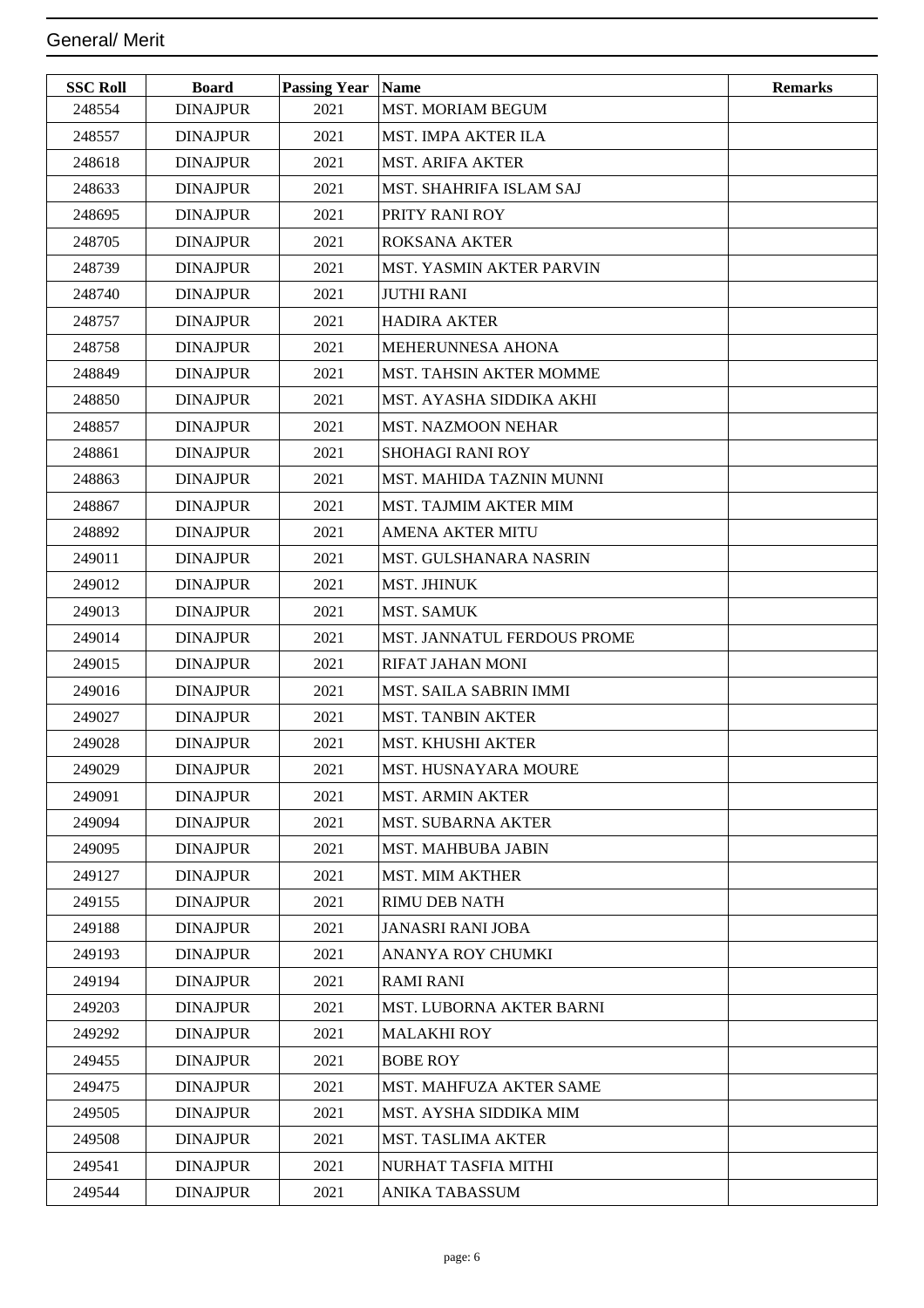## General/ Merit

| SSC Roll | Board | Passing Year | Name | Remarks |
|---|---|---|---|---|
| 248554 | DINAJPUR | 2021 | MST. MORIAM BEGUM | |
| 248557 | DINAJPUR | 2021 | MST. IMPA AKTER ILA | |
| 248618 | DINAJPUR | 2021 | MST. ARIFA AKTER | |
| 248633 | DINAJPUR | 2021 | MST. SHAHRIFA ISLAM SAJ | |
| 248695 | DINAJPUR | 2021 | PRITY RANI ROY | |
| 248705 | DINAJPUR | 2021 | ROKSANA AKTER | |
| 248739 | DINAJPUR | 2021 | MST. YASMIN AKTER PARVIN | |
| 248740 | DINAJPUR | 2021 | JUTHI RANI | |
| 248757 | DINAJPUR | 2021 | HADIRA AKTER | |
| 248758 | DINAJPUR | 2021 | MEHERUNNESA AHONA | |
| 248849 | DINAJPUR | 2021 | MST. TAHSIN AKTER MOMME | |
| 248850 | DINAJPUR | 2021 | MST. AYASHA SIDDIKA AKHI | |
| 248857 | DINAJPUR | 2021 | MST. NAZMOON NEHAR | |
| 248861 | DINAJPUR | 2021 | SHOHAGI RANI ROY | |
| 248863 | DINAJPUR | 2021 | MST. MAHIDA TAZNIN MUNNI | |
| 248867 | DINAJPUR | 2021 | MST. TAJMIM AKTER MIM | |
| 248892 | DINAJPUR | 2021 | AMENA AKTER MITU | |
| 249011 | DINAJPUR | 2021 | MST. GULSHANARA NASRIN | |
| 249012 | DINAJPUR | 2021 | MST. JHINUK | |
| 249013 | DINAJPUR | 2021 | MST. SAMUK | |
| 249014 | DINAJPUR | 2021 | MST. JANNATUL FERDOUS PROME | |
| 249015 | DINAJPUR | 2021 | RIFAT JAHAN MONI | |
| 249016 | DINAJPUR | 2021 | MST. SAILA SABRIN IMMI | |
| 249027 | DINAJPUR | 2021 | MST. TANBIN AKTER | |
| 249028 | DINAJPUR | 2021 | MST. KHUSHI AKTER | |
| 249029 | DINAJPUR | 2021 | MST. HUSNAYARA MOURE | |
| 249091 | DINAJPUR | 2021 | MST. ARMIN AKTER | |
| 249094 | DINAJPUR | 2021 | MST. SUBARNA AKTER | |
| 249095 | DINAJPUR | 2021 | MST. MAHBUBA JABIN | |
| 249127 | DINAJPUR | 2021 | MST. MIM AKTHER | |
| 249155 | DINAJPUR | 2021 | RIMU DEB NATH | |
| 249188 | DINAJPUR | 2021 | JANASRI RANI JOBA | |
| 249193 | DINAJPUR | 2021 | ANANYA ROY CHUMKI | |
| 249194 | DINAJPUR | 2021 | RAMI RANI | |
| 249203 | DINAJPUR | 2021 | MST. LUBORNA AKTER BARNI | |
| 249292 | DINAJPUR | 2021 | MALAKHI ROY | |
| 249455 | DINAJPUR | 2021 | BOBE ROY | |
| 249475 | DINAJPUR | 2021 | MST. MAHFUZA AKTER SAME | |
| 249505 | DINAJPUR | 2021 | MST. AYSHA SIDDIKA MIM | |
| 249508 | DINAJPUR | 2021 | MST. TASLIMA AKTER | |
| 249541 | DINAJPUR | 2021 | NURHAT TASFIA MITHI | |
| 249544 | DINAJPUR | 2021 | ANIKA TABASSUM | |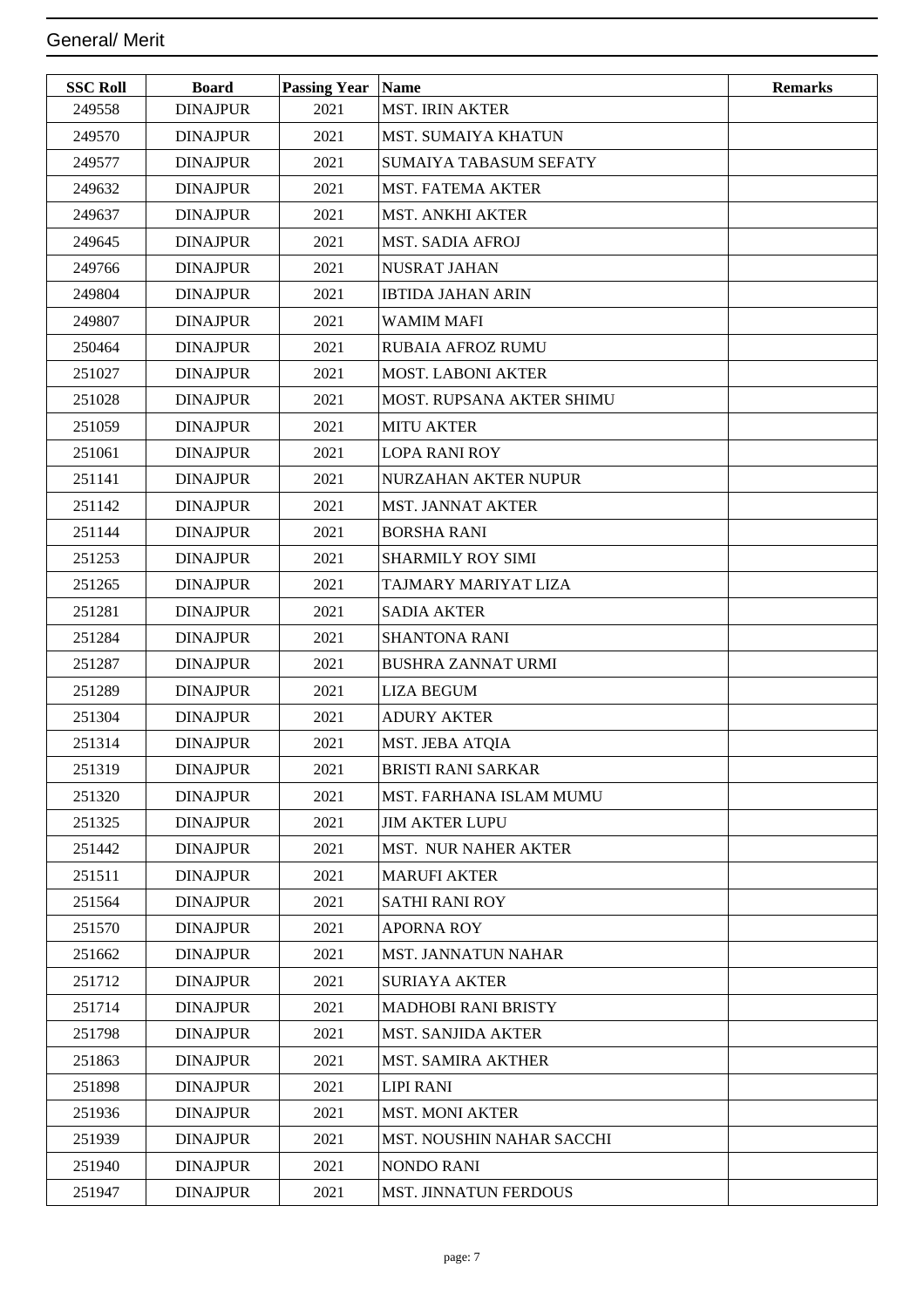## General/ Merit

| SSC Roll | Board | Passing Year | Name | Remarks |
|---|---|---|---|---|
| 249558 | DINAJPUR | 2021 | MST. IRIN AKTER | |
| 249570 | DINAJPUR | 2021 | MST. SUMAIYA KHATUN | |
| 249577 | DINAJPUR | 2021 | SUMAIYA TABASUM SEFATY | |
| 249632 | DINAJPUR | 2021 | MST. FATEMA AKTER | |
| 249637 | DINAJPUR | 2021 | MST. ANKHI AKTER | |
| 249645 | DINAJPUR | 2021 | MST. SADIA AFROJ | |
| 249766 | DINAJPUR | 2021 | NUSRAT JAHAN | |
| 249804 | DINAJPUR | 2021 | IBTIDA JAHAN ARIN | |
| 249807 | DINAJPUR | 2021 | WAMIM MAFI | |
| 250464 | DINAJPUR | 2021 | RUBAIA AFROZ RUMU | |
| 251027 | DINAJPUR | 2021 | MOST. LABONI AKTER | |
| 251028 | DINAJPUR | 2021 | MOST. RUPSANA AKTER SHIMU | |
| 251059 | DINAJPUR | 2021 | MITU AKTER | |
| 251061 | DINAJPUR | 2021 | LOPA RANI ROY | |
| 251141 | DINAJPUR | 2021 | NURZAHAN AKTER NUPUR | |
| 251142 | DINAJPUR | 2021 | MST. JANNAT AKTER | |
| 251144 | DINAJPUR | 2021 | BORSHA RANI | |
| 251253 | DINAJPUR | 2021 | SHARMILY ROY SIMI | |
| 251265 | DINAJPUR | 2021 | TAJMARY MARIYAT LIZA | |
| 251281 | DINAJPUR | 2021 | SADIA AKTER | |
| 251284 | DINAJPUR | 2021 | SHANTONA RANI | |
| 251287 | DINAJPUR | 2021 | BUSHRA ZANNAT URMI | |
| 251289 | DINAJPUR | 2021 | LIZA BEGUM | |
| 251304 | DINAJPUR | 2021 | ADURY AKTER | |
| 251314 | DINAJPUR | 2021 | MST. JEBA ATQIA | |
| 251319 | DINAJPUR | 2021 | BRISTI RANI SARKAR | |
| 251320 | DINAJPUR | 2021 | MST. FARHANA ISLAM MUMU | |
| 251325 | DINAJPUR | 2021 | JIM AKTER LUPU | |
| 251442 | DINAJPUR | 2021 | MST. NUR NAHER AKTER | |
| 251511 | DINAJPUR | 2021 | MARUFI AKTER | |
| 251564 | DINAJPUR | 2021 | SATHI RANI ROY | |
| 251570 | DINAJPUR | 2021 | APORNA ROY | |
| 251662 | DINAJPUR | 2021 | MST. JANNATUN NAHAR | |
| 251712 | DINAJPUR | 2021 | SURIAYA AKTER | |
| 251714 | DINAJPUR | 2021 | MADHOBI RANI BRISTY | |
| 251798 | DINAJPUR | 2021 | MST. SANJIDA AKTER | |
| 251863 | DINAJPUR | 2021 | MST. SAMIRA AKTHER | |
| 251898 | DINAJPUR | 2021 | LIPI RANI | |
| 251936 | DINAJPUR | 2021 | MST. MONI AKTER | |
| 251939 | DINAJPUR | 2021 | MST. NOUSHIN NAHAR SACCHI | |
| 251940 | DINAJPUR | 2021 | NONDO RANI | |
| 251947 | DINAJPUR | 2021 | MST. JINNATUN FERDOUS | |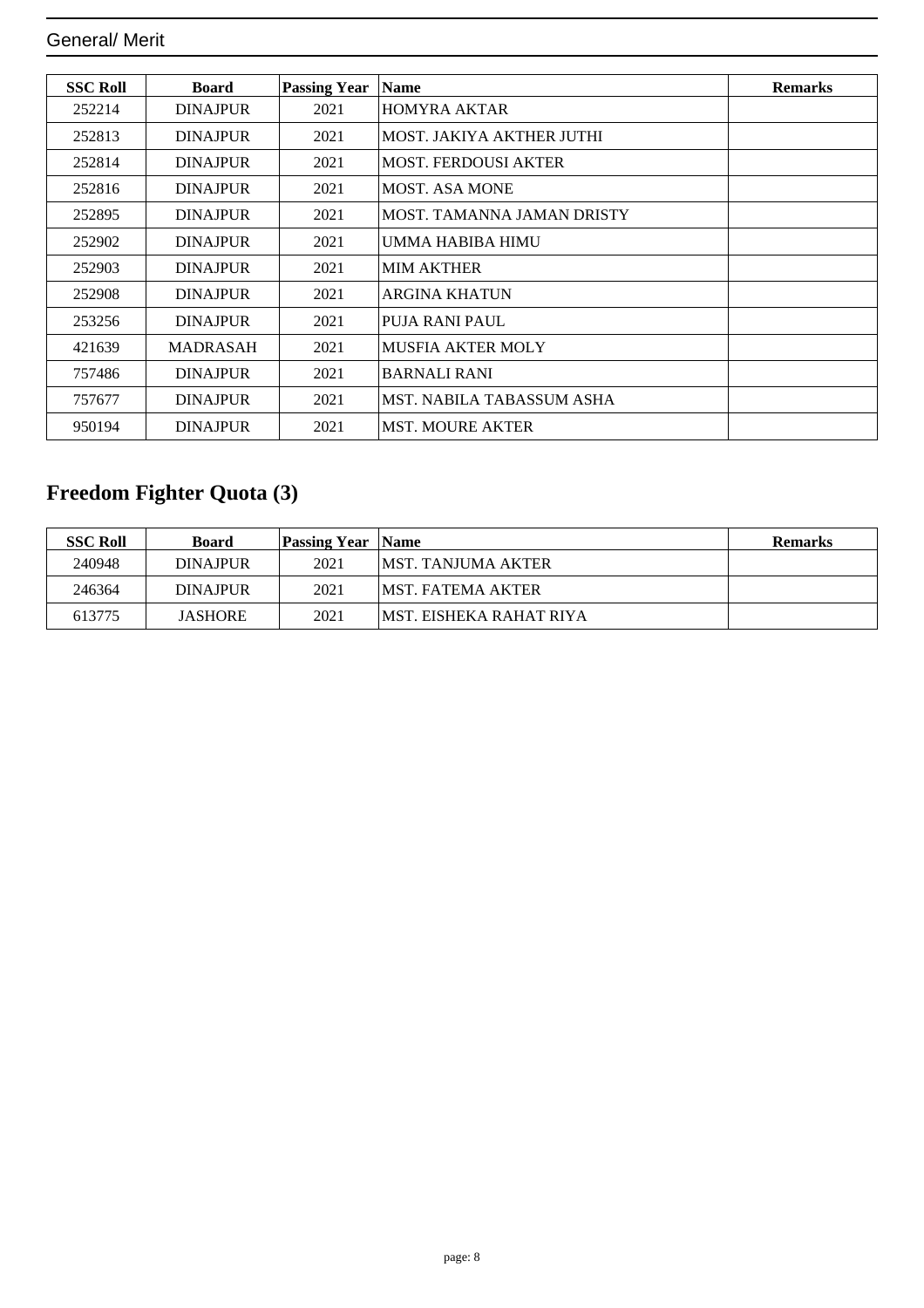General/ Merit

| SSC Roll | Board | Passing Year | Name | Remarks |
|---|---|---|---|---|
| 252214 | DINAJPUR | 2021 | HOMYRA AKTAR | |
| 252813 | DINAJPUR | 2021 | MOST. JAKIYA AKTHER JUTHI | |
| 252814 | DINAJPUR | 2021 | MOST. FERDOUSI AKTER | |
| 252816 | DINAJPUR | 2021 | MOST. ASA MONE | |
| 252895 | DINAJPUR | 2021 | MOST. TAMANNA JAMAN DRISTY | |
| 252902 | DINAJPUR | 2021 | UMMA HABIBA HIMU | |
| 252903 | DINAJPUR | 2021 | MIM AKTHER | |
| 252908 | DINAJPUR | 2021 | ARGINA KHATUN | |
| 253256 | DINAJPUR | 2021 | PUJA RANI PAUL | |
| 421639 | MADRASAH | 2021 | MUSFIA AKTER MOLY | |
| 757486 | DINAJPUR | 2021 | BARNALI RANI | |
| 757677 | DINAJPUR | 2021 | MST. NABILA TABASSUM ASHA | |
| 950194 | DINAJPUR | 2021 | MST. MOURE AKTER | |

## Freedom Fighter Quota (3)

| SSC Roll | Board | Passing Year | Name | Remarks |
|---|---|---|---|---|
| 240948 | DINAJPUR | 2021 | MST. TANJUMA AKTER | |
| 246364 | DINAJPUR | 2021 | MST. FATEMA AKTER | |
| 613775 | JASHORE | 2021 | MST. EISHEKA RAHAT RIYA | |